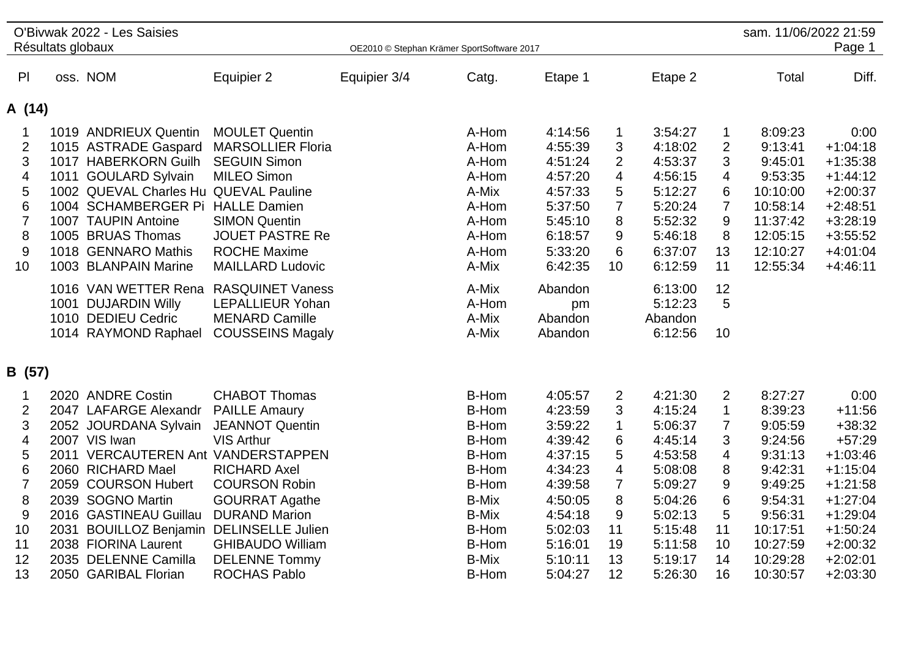O'Bivwak 2022 - Les Saisies

Résultats globaux

OE2010 © Stephan Krämer SportSoftware 2017

sam. 11/06/2022 21:59

## A (14)

| Pl | oss. | NOM | Equipier 2 | Equipier 3/4 | Catg. | Etape 1 | | Etape 2 | | Total | Diff. |
|---|---|---|---|---|---|---|---|---|---|---|---|
| 1 | 1019 | ANDRIEUX Quentin | MOULET Quentin | | A-Hom | 4:14:56 | 1 | 3:54:27 | 1 | 8:09:23 | 0:00 |
| 2 | 1015 | ASTRADE Gaspard | MARSOLLIER Floria | | A-Hom | 4:55:39 | 3 | 4:18:02 | 2 | 9:13:41 | +1:04:18 |
| 3 | 1017 | HABERKORN Guilh | SEGUIN Simon | | A-Hom | 4:51:24 | 2 | 4:53:37 | 3 | 9:45:01 | +1:35:38 |
| 4 | 1011 | GOULARD Sylvain | MILEO Simon | | A-Hom | 4:57:20 | 4 | 4:56:15 | 4 | 9:53:35 | +1:44:12 |
| 5 | 1002 | QUEVAL Charles Hu | QUEVAL Pauline | | A-Mix | 4:57:33 | 5 | 5:12:27 | 6 | 10:10:00 | +2:00:37 |
| 6 | 1004 | SCHAMBERGER Pi | HALLE Damien | | A-Hom | 5:37:50 | 7 | 5:20:24 | 7 | 10:58:14 | +2:48:51 |
| 7 | 1007 | TAUPIN Antoine | SIMON Quentin | | A-Hom | 5:45:10 | 8 | 5:52:32 | 9 | 11:37:42 | +3:28:19 |
| 8 | 1005 | BRUAS Thomas | JOUET PASTRE Re | | A-Hom | 6:18:57 | 9 | 5:46:18 | 8 | 12:05:15 | +3:55:52 |
| 9 | 1018 | GENNARO Mathis | ROCHE Maxime | | A-Hom | 5:33:20 | 6 | 6:37:07 | 13 | 12:10:27 | +4:01:04 |
| 10 | 1003 | BLANPAIN Marine | MAILLARD Ludovic | | A-Mix | 6:42:35 | 10 | 6:12:59 | 11 | 12:55:34 | +4:46:11 |
| | 1016 | VAN WETTER Rena | RASQUINET Vaness | | A-Mix | Abandon | | 6:13:00 | 12 | | |
| | 1001 | DUJARDIN Willy | LEPALLIEUR Yohan | | A-Hom | pm | | 5:12:23 | 5 | | |
| | 1010 | DEDIEU Cedric | MENARD Camille | | A-Mix | Abandon | | Abandon | | | |
| | 1014 | RAYMOND Raphael | COUSSEINS Magaly | | A-Mix | Abandon | | 6:12:56 | 10 | | |

## B (57)

| Pl | oss. | NOM | Equipier 2 | Equipier 3/4 | Catg. | Etape 1 | | Etape 2 | | Total | Diff. |
|---|---|---|---|---|---|---|---|---|---|---|---|
| 1 | 2020 | ANDRE Costin | CHABOT Thomas | | B-Hom | 4:05:57 | 2 | 4:21:30 | 2 | 8:27:27 | 0:00 |
| 2 | 2047 | LAFARGE Alexandr | PAILLE Amaury | | B-Hom | 4:23:59 | 3 | 4:15:24 | 1 | 8:39:23 | +11:56 |
| 3 | 2052 | JOURDANA Sylvain | JEANNOT Quentin | | B-Hom | 3:59:22 | 1 | 5:06:37 | 7 | 9:05:59 | +38:32 |
| 4 | 2007 | VIS Iwan | VIS Arthur | | B-Hom | 4:39:42 | 6 | 4:45:14 | 3 | 9:24:56 | +57:29 |
| 5 | 2011 | VERCAUTEREN Ant | VANDERSTAPPEN | | B-Hom | 4:37:15 | 5 | 4:53:58 | 4 | 9:31:13 | +1:03:46 |
| 6 | 2060 | RICHARD Mael | RICHARD Axel | | B-Hom | 4:34:23 | 4 | 5:08:08 | 8 | 9:42:31 | +1:15:04 |
| 7 | 2059 | COURSON Hubert | COURSON Robin | | B-Hom | 4:39:58 | 7 | 5:09:27 | 9 | 9:49:25 | +1:21:58 |
| 8 | 2039 | SOGNO Martin | GOURRAT Agathe | | B-Mix | 4:50:05 | 8 | 5:04:26 | 6 | 9:54:31 | +1:27:04 |
| 9 | 2016 | GASTINEAU Guillau | DURAND Marion | | B-Mix | 4:54:18 | 9 | 5:02:13 | 5 | 9:56:31 | +1:29:04 |
| 10 | 2031 | BOUILLOZ Benjamin | DELINSELLE Julien | | B-Hom | 5:02:03 | 11 | 5:15:48 | 11 | 10:17:51 | +1:50:24 |
| 11 | 2038 | FIORINA Laurent | GHIBAUDO William | | B-Hom | 5:16:01 | 19 | 5:11:58 | 10 | 10:27:59 | +2:00:32 |
| 12 | 2035 | DELENNE Camilla | DELENNE Tommy | | B-Mix | 5:10:11 | 13 | 5:19:17 | 14 | 10:29:28 | +2:02:01 |
| 13 | 2050 | GARIBAL Florian | ROCHAS Pablo | | B-Hom | 5:04:27 | 12 | 5:26:30 | 16 | 10:30:57 | +2:03:30 |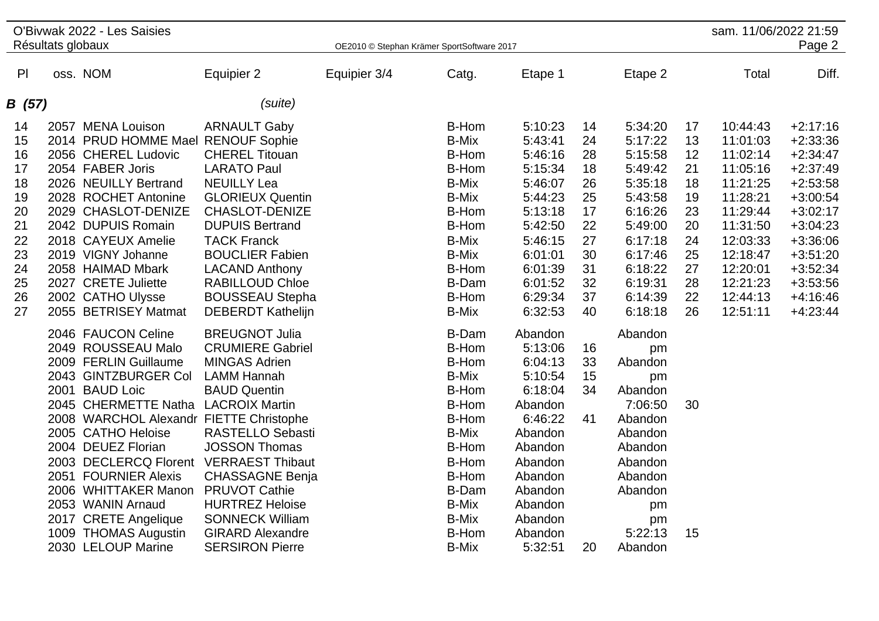O'Bivwak 2022 - Les Saisies
Résultats globaux

| Pl | oss. | NOM | Equipier 2 | Equipier 3/4 | Catg. | Etape 1 | | Etape 2 | | Total | Diff. |
|---|---|---|---|---|---|---|---|---|---|---|---|
| **B (57)** | | | *(suite)* | | | | | | | | |
| 14 | 2057 | MENA Louison | ARNAULT Gaby | | B-Hom | 5:10:23 | 14 | 5:34:20 | 17 | 10:44:43 | +2:17:16 |
| 15 | 2014 | PRUD HOMME Mael | RENOUF Sophie | | B-Mix | 5:43:41 | 24 | 5:17:22 | 13 | 11:01:03 | +2:33:36 |
| 16 | 2056 | CHEREL Ludovic | CHEREL Titouan | | B-Hom | 5:46:16 | 28 | 5:15:58 | 12 | 11:02:14 | +2:34:47 |
| 17 | 2054 | FABER Joris | LARATO Paul | | B-Hom | 5:15:34 | 18 | 5:49:42 | 21 | 11:05:16 | +2:37:49 |
| 18 | 2026 | NEUILLY Bertrand | NEUILLY Lea | | B-Mix | 5:46:07 | 26 | 5:35:18 | 18 | 11:21:25 | +2:53:58 |
| 19 | 2028 | ROCHET Antonine | GLORIEUX Quentin | | B-Mix | 5:44:23 | 25 | 5:43:58 | 19 | 11:28:21 | +3:00:54 |
| 20 | 2029 | CHASLOT-DENIZE | CHASLOT-DENIZE | | B-Hom | 5:13:18 | 17 | 6:16:26 | 23 | 11:29:44 | +3:02:17 |
| 21 | 2042 | DUPUIS Romain | DUPUIS Bertrand | | B-Hom | 5:42:50 | 22 | 5:49:00 | 20 | 11:31:50 | +3:04:23 |
| 22 | 2018 | CAYEUX Amelie | TACK Franck | | B-Mix | 5:46:15 | 27 | 6:17:18 | 24 | 12:03:33 | +3:36:06 |
| 23 | 2019 | VIGNY Johanne | BOUCLIER Fabien | | B-Mix | 6:01:01 | 30 | 6:17:46 | 25 | 12:18:47 | +3:51:20 |
| 24 | 2058 | HAIMAD Mbark | LACAND Anthony | | B-Hom | 6:01:39 | 31 | 6:18:22 | 27 | 12:20:01 | +3:52:34 |
| 25 | 2027 | CRETE Juliette | RABILLOUD Chloe | | B-Dam | 6:01:52 | 32 | 6:19:31 | 28 | 12:21:23 | +3:53:56 |
| 26 | 2002 | CATHO Ulysse | BOUSSEAU Stepha | | B-Hom | 6:29:34 | 37 | 6:14:39 | 22 | 12:44:13 | +4:16:46 |
| 27 | 2055 | BETRISEY Matmat | DEBERDT Kathelijn | | B-Mix | 6:32:53 | 40 | 6:18:18 | 26 | 12:51:11 | +4:23:44 |
| | 2046 | FAUCON Celine | BREUGNOT Julia | | B-Dam | Abandon | | Abandon | | | |
| | 2049 | ROUSSEAU Malo | CRUMIERE Gabriel | | B-Hom | 5:13:06 | 16 | pm | | | |
| | 2009 | FERLIN Guillaume | MINGAS Adrien | | B-Hom | 6:04:13 | 33 | Abandon | | | |
| | 2043 | GINTZBURGER Col | LAMM Hannah | | B-Mix | 5:10:54 | 15 | pm | | | |
| | 2001 | BAUD Loic | BAUD Quentin | | B-Hom | 6:18:04 | 34 | Abandon | | | |
| | 2045 | CHERMETTE Natha | LACROIX Martin | | B-Hom | Abandon | | 7:06:50 | 30 | | |
| | 2008 | WARCHOL Alexandr | FIETTE Christophe | | B-Hom | 6:46:22 | 41 | Abandon | | | |
| | 2005 | CATHO Heloise | RASTELLO Sebasti | | B-Mix | Abandon | | Abandon | | | |
| | 2004 | DEUEZ Florian | JOSSON Thomas | | B-Hom | Abandon | | Abandon | | | |
| | 2003 | DECLERCQ Florent | VERRAEST Thibaut | | B-Hom | Abandon | | Abandon | | | |
| | 2051 | FOURNIER Alexis | CHASSAGNE Benja | | B-Hom | Abandon | | Abandon | | | |
| | 2006 | WHITTAKER Manon | PRUVOT Cathie | | B-Dam | Abandon | | Abandon | | | |
| | 2053 | WANIN Arnaud | HURTREZ Heloise | | B-Mix | Abandon | | pm | | | |
| | 2017 | CRETE Angelique | SONNECK William | | B-Mix | Abandon | | pm | | | |
| | 1009 | THOMAS Augustin | GIRARD Alexandre | | B-Hom | Abandon | | 5:22:13 | 15 | | |
| | 2030 | LELOUP Marine | SERSIRON Pierre | | B-Mix | 5:32:51 | 20 | Abandon | | | |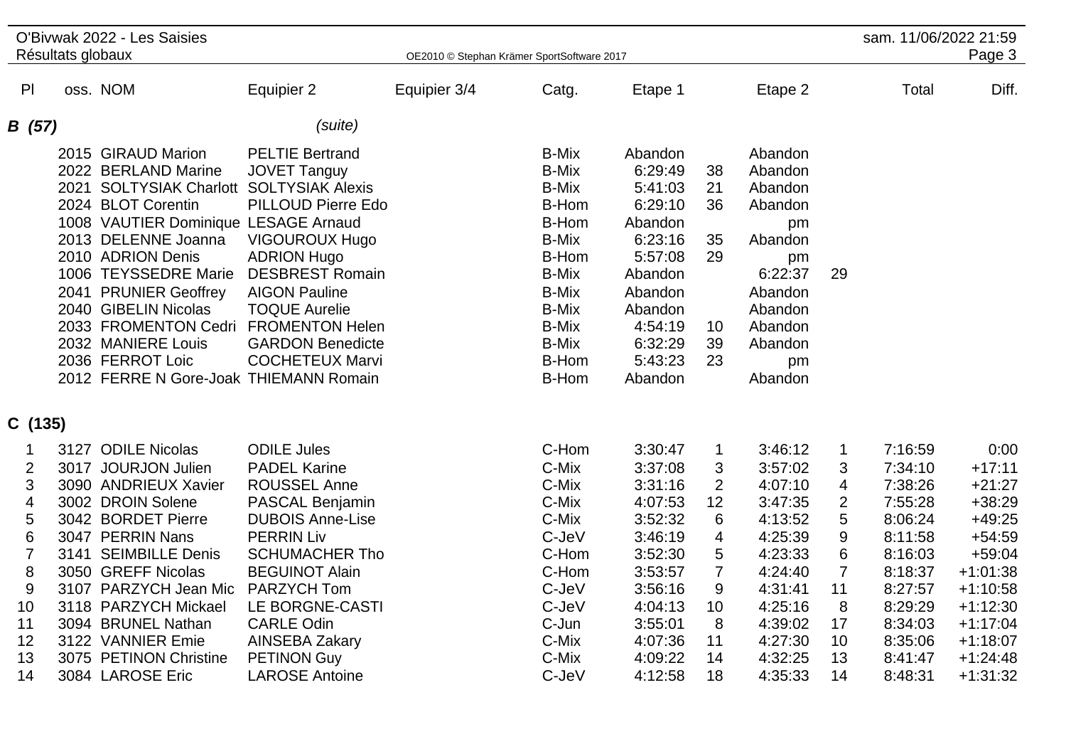O'Bivwak 2022 - Les Saisies
Résultats globaux

| Pl | oss. NOM | Equipier 2 | Equipier 3/4 | Catg. | Etape 1 | | Etape 2 | | Total | Diff. |
|---|---|---|---|---|---|---|---|---|---|---|
| **B (57)** | | *(suite)* | | | | | | | | |
| | 2015 GIRAUD Marion | PELTIE Bertrand | | B-Mix | Abandon | | Abandon | | | |
| | 2022 BERLAND Marine | JOVET Tanguy | | B-Mix | 6:29:49 | 38 | Abandon | | | |
| | 2021 SOLTYSIAK Charlott | SOLTYSIAK Alexis | | B-Mix | 5:41:03 | 21 | Abandon | | | |
| | 2024 BLOT Corentin | PILLOUD Pierre Edo | | B-Hom | 6:29:10 | 36 | Abandon | | | |
| | 1008 VAUTIER Dominique | LESAGE Arnaud | | B-Hom | Abandon | | pm | | | |
| | 2013 DELENNE Joanna | VIGOUROUX Hugo | | B-Mix | 6:23:16 | 35 | Abandon | | | |
| | 2010 ADRION Denis | ADRION Hugo | | B-Hom | 5:57:08 | 29 | pm | | | |
| | 1006 TEYSSEDRE Marie | DESBREST Romain | | B-Mix | Abandon | | 6:22:37 | 29 | | |
| | 2041 PRUNIER Geoffrey | AIGON Pauline | | B-Mix | Abandon | | Abandon | | | |
| | 2040 GIBELIN Nicolas | TOQUE Aurelie | | B-Mix | Abandon | | Abandon | | | |
| | 2033 FROMENTON Cedri | FROMENTON Helen | | B-Mix | 4:54:19 | 10 | Abandon | | | |
| | 2032 MANIERE Louis | GARDON Benedicte | | B-Mix | 6:32:29 | 39 | Abandon | | | |
| | 2036 FERROT Loic | COCHETEUX Marvi | | B-Hom | 5:43:23 | 23 | pm | | | |
| | 2012 FERRE N Gore-Joak | THIEMANN Romain | | B-Hom | Abandon | | Abandon | | | |
| **C (135)** | | | | | | | | | | |
| 1 | 3127 ODILE Nicolas | ODILE Jules | | C-Hom | 3:30:47 | 1 | 3:46:12 | 1 | 7:16:59 | 0:00 |
| 2 | 3017 JOURJON Julien | PADEL Karine | | C-Mix | 3:37:08 | 3 | 3:57:02 | 3 | 7:34:10 | +17:11 |
| 3 | 3090 ANDRIEUX Xavier | ROUSSEL Anne | | C-Mix | 3:31:16 | 2 | 4:07:10 | 4 | 7:38:26 | +21:27 |
| 4 | 3002 DROIN Solene | PASCAL Benjamin | | C-Mix | 4:07:53 | 12 | 3:47:35 | 2 | 7:55:28 | +38:29 |
| 5 | 3042 BORDET Pierre | DUBOIS Anne-Lise | | C-Mix | 3:52:32 | 6 | 4:13:52 | 5 | 8:06:24 | +49:25 |
| 6 | 3047 PERRIN Nans | PERRIN Liv | | C-JeV | 3:46:19 | 4 | 4:25:39 | 9 | 8:11:58 | +54:59 |
| 7 | 3141 SEIMBILLE Denis | SCHUMACHER Tho | | C-Hom | 3:52:30 | 5 | 4:23:33 | 6 | 8:16:03 | +59:04 |
| 8 | 3050 GREFF Nicolas | BEGUINOT Alain | | C-Hom | 3:53:57 | 7 | 4:24:40 | 7 | 8:18:37 | +1:01:38 |
| 9 | 3107 PARZYCH Jean Mic | PARZYCH Tom | | C-JeV | 3:56:16 | 9 | 4:31:41 | 11 | 8:27:57 | +1:10:58 |
| 10 | 3118 PARZYCH Mickael | LE BORGNE-CASTI | | C-JeV | 4:04:13 | 10 | 4:25:16 | 8 | 8:29:29 | +1:12:30 |
| 11 | 3094 BRUNEL Nathan | CARLE Odin | | C-Jun | 3:55:01 | 8 | 4:39:02 | 17 | 8:34:03 | +1:17:04 |
| 12 | 3122 VANNIER Emie | AINSEBA Zakary | | C-Mix | 4:07:36 | 11 | 4:27:30 | 10 | 8:35:06 | +1:18:07 |
| 13 | 3075 PETINON Christine | PETINON Guy | | C-Mix | 4:09:22 | 14 | 4:32:25 | 13 | 8:41:47 | +1:24:48 |
| 14 | 3084 LAROSE Eric | LAROSE Antoine | | C-JeV | 4:12:58 | 18 | 4:35:33 | 14 | 8:48:31 | +1:31:32 |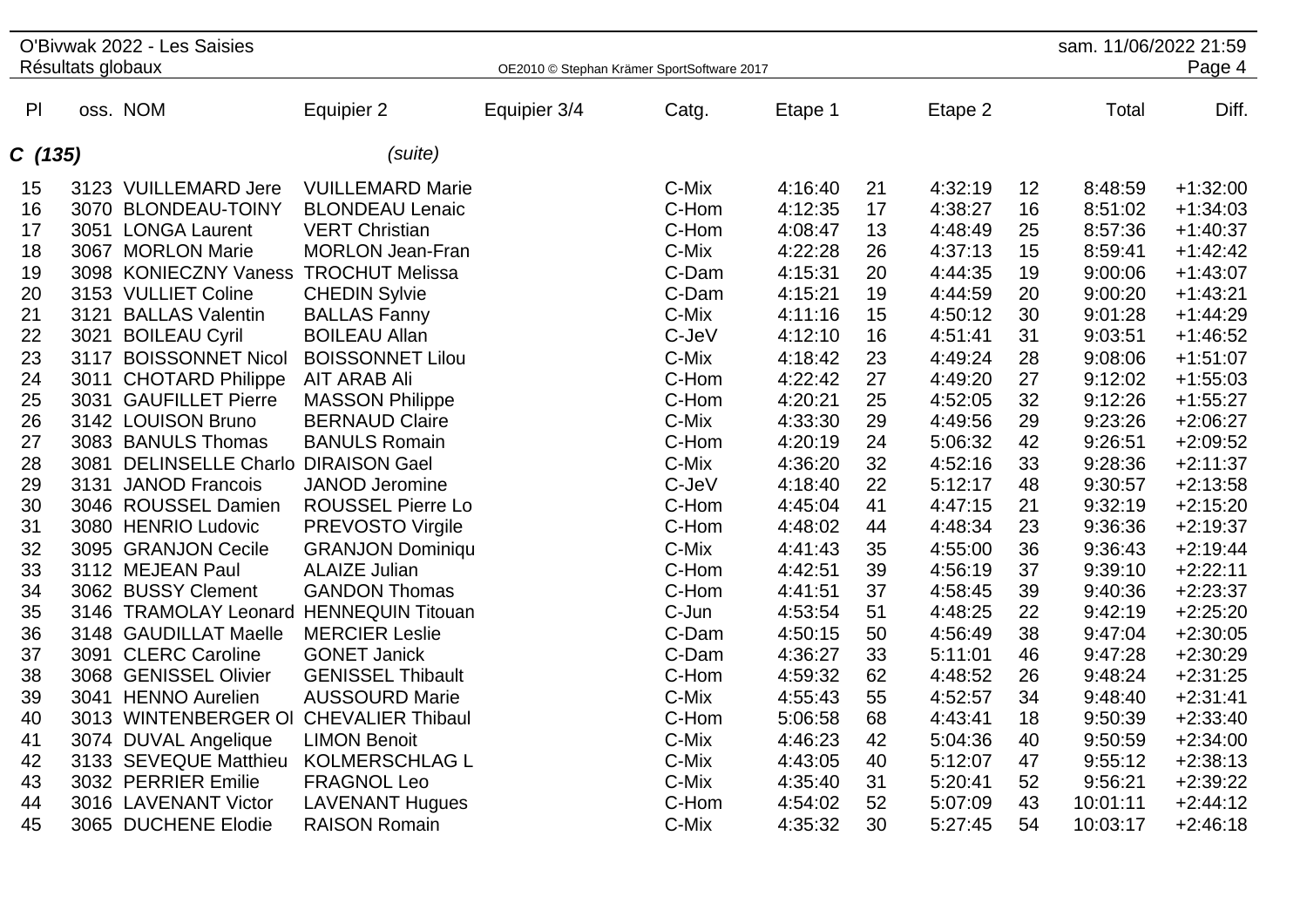O'Bivwak 2022 - Les Saisies

Résultats globaux

| Pl | oss. | NOM | Equipier 2 | Equipier 3/4 | Catg. | Etape 1 | | Etape 2 | | Total | Diff. |
|---|---|---|---|---|---|---|---|---|---|---|---|
| ***C (135)*** | | | *(suite)* | | | | | | | | |
| 15 | 3123 | VUILLEMARD Jere | VUILLEMARD Marie | | C-Mix | 4:16:40 | 21 | 4:32:19 | 12 | 8:48:59 | +1:32:00 |
| 16 | 3070 | BLONDEAU-TOINY | BLONDEAU Lenaic | | C-Hom | 4:12:35 | 17 | 4:38:27 | 16 | 8:51:02 | +1:34:03 |
| 17 | 3051 | LONGA Laurent | VERT Christian | | C-Hom | 4:08:47 | 13 | 4:48:49 | 25 | 8:57:36 | +1:40:37 |
| 18 | 3067 | MORLON Marie | MORLON Jean-Fran | | C-Mix | 4:22:28 | 26 | 4:37:13 | 15 | 8:59:41 | +1:42:42 |
| 19 | 3098 | KONIECZNY Vaness | TROCHUT Melissa | | C-Dam | 4:15:31 | 20 | 4:44:35 | 19 | 9:00:06 | +1:43:07 |
| 20 | 3153 | VULLIET Coline | CHEDIN Sylvie | | C-Dam | 4:15:21 | 19 | 4:44:59 | 20 | 9:00:20 | +1:43:21 |
| 21 | 3121 | BALLAS Valentin | BALLAS Fanny | | C-Mix | 4:11:16 | 15 | 4:50:12 | 30 | 9:01:28 | +1:44:29 |
| 22 | 3021 | BOILEAU Cyril | BOILEAU Allan | | C-JeV | 4:12:10 | 16 | 4:51:41 | 31 | 9:03:51 | +1:46:52 |
| 23 | 3117 | BOISSONNET Nicol | BOISSONNET Lilou | | C-Mix | 4:18:42 | 23 | 4:49:24 | 28 | 9:08:06 | +1:51:07 |
| 24 | 3011 | CHOTARD Philippe | AIT ARAB Ali | | C-Hom | 4:22:42 | 27 | 4:49:20 | 27 | 9:12:02 | +1:55:03 |
| 25 | 3031 | GAUFILLET Pierre | MASSON Philippe | | C-Hom | 4:20:21 | 25 | 4:52:05 | 32 | 9:12:26 | +1:55:27 |
| 26 | 3142 | LOUISON Bruno | BERNAUD Claire | | C-Mix | 4:33:30 | 29 | 4:49:56 | 29 | 9:23:26 | +2:06:27 |
| 27 | 3083 | BANULS Thomas | BANULS Romain | | C-Hom | 4:20:19 | 24 | 5:06:32 | 42 | 9:26:51 | +2:09:52 |
| 28 | 3081 | DELINSELLE Charlo | DIRAISON Gael | | C-Mix | 4:36:20 | 32 | 4:52:16 | 33 | 9:28:36 | +2:11:37 |
| 29 | 3131 | JANOD Francois | JANOD Jeromine | | C-JeV | 4:18:40 | 22 | 5:12:17 | 48 | 9:30:57 | +2:13:58 |
| 30 | 3046 | ROUSSEL Damien | ROUSSEL Pierre Lo | | C-Hom | 4:45:04 | 41 | 4:47:15 | 21 | 9:32:19 | +2:15:20 |
| 31 | 3080 | HENRIO Ludovic | PREVOSTO Virgile | | C-Hom | 4:48:02 | 44 | 4:48:34 | 23 | 9:36:36 | +2:19:37 |
| 32 | 3095 | GRANJON Cecile | GRANJON Dominiqu | | C-Mix | 4:41:43 | 35 | 4:55:00 | 36 | 9:36:43 | +2:19:44 |
| 33 | 3112 | MEJEAN Paul | ALAIZE Julian | | C-Hom | 4:42:51 | 39 | 4:56:19 | 37 | 9:39:10 | +2:22:11 |
| 34 | 3062 | BUSSY Clement | GANDON Thomas | | C-Hom | 4:41:51 | 37 | 4:58:45 | 39 | 9:40:36 | +2:23:37 |
| 35 | 3146 | TRAMOLAY Leonard | HENNEQUIN Titouan | | C-Jun | 4:53:54 | 51 | 4:48:25 | 22 | 9:42:19 | +2:25:20 |
| 36 | 3148 | GAUDILLAT Maelle | MERCIER Leslie | | C-Dam | 4:50:15 | 50 | 4:56:49 | 38 | 9:47:04 | +2:30:05 |
| 37 | 3091 | CLERC Caroline | GONET Janick | | C-Dam | 4:36:27 | 33 | 5:11:01 | 46 | 9:47:28 | +2:30:29 |
| 38 | 3068 | GENISSEL Olivier | GENISSEL Thibault | | C-Hom | 4:59:32 | 62 | 4:48:52 | 26 | 9:48:24 | +2:31:25 |
| 39 | 3041 | HENNO Aurelien | AUSSOURD Marie | | C-Mix | 4:55:43 | 55 | 4:52:57 | 34 | 9:48:40 | +2:31:41 |
| 40 | 3013 | WINTENBERGER Ol | CHEVALIER Thibaul | | C-Hom | 5:06:58 | 68 | 4:43:41 | 18 | 9:50:39 | +2:33:40 |
| 41 | 3074 | DUVAL Angelique | LIMON Benoit | | C-Mix | 4:46:23 | 42 | 5:04:36 | 40 | 9:50:59 | +2:34:00 |
| 42 | 3133 | SEVEQUE Matthieu | KOLMERSCHLAG L | | C-Mix | 4:43:05 | 40 | 5:12:07 | 47 | 9:55:12 | +2:38:13 |
| 43 | 3032 | PERRIER Emilie | FRAGNOL Leo | | C-Mix | 4:35:40 | 31 | 5:20:41 | 52 | 9:56:21 | +2:39:22 |
| 44 | 3016 | LAVENANT Victor | LAVENANT Hugues | | C-Hom | 4:54:02 | 52 | 5:07:09 | 43 | 10:01:11 | +2:44:12 |
| 45 | 3065 | DUCHENE Elodie | RAISON Romain | | C-Mix | 4:35:32 | 30 | 5:27:45 | 54 | 10:03:17 | +2:46:18 |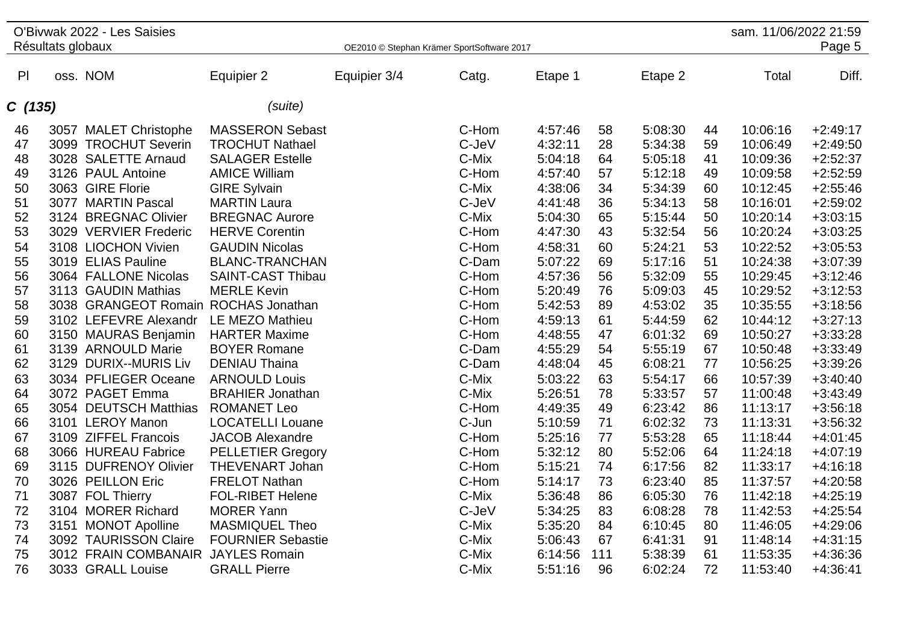| Pl | oss. | NOM | Equipier 2 | Equipier 3/4 | Catg. | Etape 1 | | Etape 2 | | Total | Diff. |
|---|---|---|---|---|---|---|---|---|---|---|---|
| ***C (135)*** | | | *(suite)* | | | | | | | | |
| 46 | 3057 | MALET Christophe | MASSERON Sebast | | C-Hom | 4:57:46 | 58 | 5:08:30 | 44 | 10:06:16 | +2:49:17 |
| 47 | 3099 | TROCHUT Severin | TROCHUT Nathael | | C-JeV | 4:32:11 | 28 | 5:34:38 | 59 | 10:06:49 | +2:49:50 |
| 48 | 3028 | SALETTE Arnaud | SALAGER Estelle | | C-Mix | 5:04:18 | 64 | 5:05:18 | 41 | 10:09:36 | +2:52:37 |
| 49 | 3126 | PAUL Antoine | AMICE William | | C-Hom | 4:57:40 | 57 | 5:12:18 | 49 | 10:09:58 | +2:52:59 |
| 50 | 3063 | GIRE Florie | GIRE Sylvain | | C-Mix | 4:38:06 | 34 | 5:34:39 | 60 | 10:12:45 | +2:55:46 |
| 51 | 3077 | MARTIN Pascal | MARTIN Laura | | C-JeV | 4:41:48 | 36 | 5:34:13 | 58 | 10:16:01 | +2:59:02 |
| 52 | 3124 | BREGNAC Olivier | BREGNAC Aurore | | C-Mix | 5:04:30 | 65 | 5:15:44 | 50 | 10:20:14 | +3:03:15 |
| 53 | 3029 | VERVIER Frederic | HERVE Corentin | | C-Hom | 4:47:30 | 43 | 5:32:54 | 56 | 10:20:24 | +3:03:25 |
| 54 | 3108 | LIOCHON Vivien | GAUDIN Nicolas | | C-Hom | 4:58:31 | 60 | 5:24:21 | 53 | 10:22:52 | +3:05:53 |
| 55 | 3019 | ELIAS Pauline | BLANC-TRANCHAN | | C-Dam | 5:07:22 | 69 | 5:17:16 | 51 | 10:24:38 | +3:07:39 |
| 56 | 3064 | FALLONE Nicolas | SAINT-CAST Thibau | | C-Hom | 4:57:36 | 56 | 5:32:09 | 55 | 10:29:45 | +3:12:46 |
| 57 | 3113 | GAUDIN Mathias | MERLE Kevin | | C-Hom | 5:20:49 | 76 | 5:09:03 | 45 | 10:29:52 | +3:12:53 |
| 58 | 3038 | GRANGEOT Romain | ROCHAS Jonathan | | C-Hom | 5:42:53 | 89 | 4:53:02 | 35 | 10:35:55 | +3:18:56 |
| 59 | 3102 | LEFEVRE Alexandr | LE MEZO Mathieu | | C-Hom | 4:59:13 | 61 | 5:44:59 | 62 | 10:44:12 | +3:27:13 |
| 60 | 3150 | MAURAS Benjamin | HARTER Maxime | | C-Hom | 4:48:55 | 47 | 6:01:32 | 69 | 10:50:27 | +3:33:28 |
| 61 | 3139 | ARNOULD Marie | BOYER Romane | | C-Dam | 4:55:29 | 54 | 5:55:19 | 67 | 10:50:48 | +3:33:49 |
| 62 | 3129 | DURIX--MURIS Liv | DENIAU Thaina | | C-Dam | 4:48:04 | 45 | 6:08:21 | 77 | 10:56:25 | +3:39:26 |
| 63 | 3034 | PFLIEGER Oceane | ARNOULD Louis | | C-Mix | 5:03:22 | 63 | 5:54:17 | 66 | 10:57:39 | +3:40:40 |
| 64 | 3072 | PAGET Emma | BRAHIER Jonathan | | C-Mix | 5:26:51 | 78 | 5:33:57 | 57 | 11:00:48 | +3:43:49 |
| 65 | 3054 | DEUTSCH Matthias | ROMANET Leo | | C-Hom | 4:49:35 | 49 | 6:23:42 | 86 | 11:13:17 | +3:56:18 |
| 66 | 3101 | LEROY Manon | LOCATELLI Louane | | C-Jun | 5:10:59 | 71 | 6:02:32 | 73 | 11:13:31 | +3:56:32 |
| 67 | 3109 | ZIFFEL Francois | JACOB Alexandre | | C-Hom | 5:25:16 | 77 | 5:53:28 | 65 | 11:18:44 | +4:01:45 |
| 68 | 3066 | HUREAU Fabrice | PELLETIER Gregory | | C-Hom | 5:32:12 | 80 | 5:52:06 | 64 | 11:24:18 | +4:07:19 |
| 69 | 3115 | DUFRENOY Olivier | THEVENART Johan | | C-Hom | 5:15:21 | 74 | 6:17:56 | 82 | 11:33:17 | +4:16:18 |
| 70 | 3026 | PEILLON Eric | FRELOT Nathan | | C-Hom | 5:14:17 | 73 | 6:23:40 | 85 | 11:37:57 | +4:20:58 |
| 71 | 3087 | FOL Thierry | FOL-RIBET Helene | | C-Mix | 5:36:48 | 86 | 6:05:30 | 76 | 11:42:18 | +4:25:19 |
| 72 | 3104 | MORER Richard | MORER Yann | | C-JeV | 5:34:25 | 83 | 6:08:28 | 78 | 11:42:53 | +4:25:54 |
| 73 | 3151 | MONOT Apolline | MASMIQUEL Theo | | C-Mix | 5:35:20 | 84 | 6:10:45 | 80 | 11:46:05 | +4:29:06 |
| 74 | 3092 | TAURISSON Claire | FOURNIER Sebastie | | C-Mix | 5:06:43 | 67 | 6:41:31 | 91 | 11:48:14 | +4:31:15 |
| 75 | 3012 | FRAIN COMBANAIR | JAYLES Romain | | C-Mix | 6:14:56 | 111 | 5:38:39 | 61 | 11:53:35 | +4:36:36 |
| 76 | 3033 | GRALL Louise | GRALL Pierre | | C-Mix | 5:51:16 | 96 | 6:02:24 | 72 | 11:53:40 | +4:36:41 |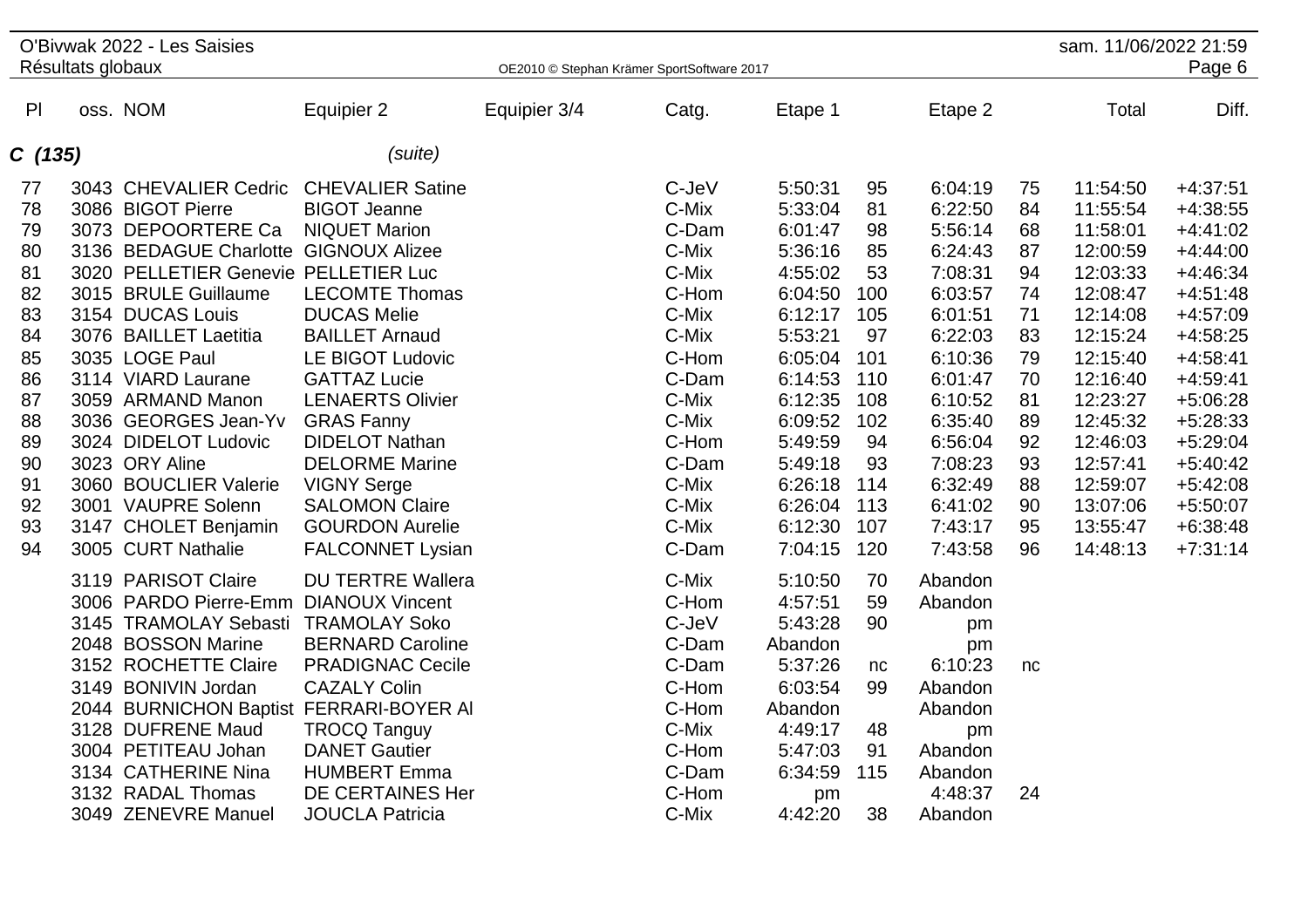| Pl | oss. | NOM | Equipier 2 | Equipier 3/4 | Catg. | Etape 1 | | Etape 2 | | Total | Diff. |
|---|---|---|---|---|---|---|---|---|---|---|---|
| **C (135)** | | | *(suite)* | | | | | | | | |
| 77 | 3043 | CHEVALIER Cedric | CHEVALIER Satine | | C-JeV | 5:50:31 | 95 | 6:04:19 | 75 | 11:54:50 | +4:37:51 |
| 78 | 3086 | BIGOT Pierre | BIGOT Jeanne | | C-Mix | 5:33:04 | 81 | 6:22:50 | 84 | 11:55:54 | +4:38:55 |
| 79 | 3073 | DEPOORTERE Ca | NIQUET Marion | | C-Dam | 6:01:47 | 98 | 5:56:14 | 68 | 11:58:01 | +4:41:02 |
| 80 | 3136 | BEDAGUE Charlotte | GIGNOUX Alizee | | C-Mix | 5:36:16 | 85 | 6:24:43 | 87 | 12:00:59 | +4:44:00 |
| 81 | 3020 | PELLETIER Genevie | PELLETIER Luc | | C-Mix | 4:55:02 | 53 | 7:08:31 | 94 | 12:03:33 | +4:46:34 |
| 82 | 3015 | BRULE Guillaume | LECOMTE Thomas | | C-Hom | 6:04:50 | 100 | 6:03:57 | 74 | 12:08:47 | +4:51:48 |
| 83 | 3154 | DUCAS Louis | DUCAS Melie | | C-Mix | 6:12:17 | 105 | 6:01:51 | 71 | 12:14:08 | +4:57:09 |
| 84 | 3076 | BAILLET Laetitia | BAILLET Arnaud | | C-Mix | 5:53:21 | 97 | 6:22:03 | 83 | 12:15:24 | +4:58:25 |
| 85 | 3035 | LOGE Paul | LE BIGOT Ludovic | | C-Hom | 6:05:04 | 101 | 6:10:36 | 79 | 12:15:40 | +4:58:41 |
| 86 | 3114 | VIARD Laurane | GATTAZ Lucie | | C-Dam | 6:14:53 | 110 | 6:01:47 | 70 | 12:16:40 | +4:59:41 |
| 87 | 3059 | ARMAND Manon | LENAERTS Olivier | | C-Mix | 6:12:35 | 108 | 6:10:52 | 81 | 12:23:27 | +5:06:28 |
| 88 | 3036 | GEORGES Jean-Yv | GRAS Fanny | | C-Mix | 6:09:52 | 102 | 6:35:40 | 89 | 12:45:32 | +5:28:33 |
| 89 | 3024 | DIDELOT Ludovic | DIDELOT Nathan | | C-Hom | 5:49:59 | 94 | 6:56:04 | 92 | 12:46:03 | +5:29:04 |
| 90 | 3023 | ORY Aline | DELORME Marine | | C-Dam | 5:49:18 | 93 | 7:08:23 | 93 | 12:57:41 | +5:40:42 |
| 91 | 3060 | BOUCLIER Valerie | VIGNY Serge | | C-Mix | 6:26:18 | 114 | 6:32:49 | 88 | 12:59:07 | +5:42:08 |
| 92 | 3001 | VAUPRE Solenn | SALOMON Claire | | C-Mix | 6:26:04 | 113 | 6:41:02 | 90 | 13:07:06 | +5:50:07 |
| 93 | 3147 | CHOLET Benjamin | GOURDON Aurelie | | C-Mix | 6:12:30 | 107 | 7:43:17 | 95 | 13:55:47 | +6:38:48 |
| 94 | 3005 | CURT Nathalie | FALCONNET Lysian | | C-Dam | 7:04:15 | 120 | 7:43:58 | 96 | 14:48:13 | +7:31:14 |
| | 3119 | PARISOT Claire | DU TERTRE Wallera | | C-Mix | 5:10:50 | 70 | Abandon | | | |
| | 3006 | PARDO Pierre-Emm | DIANOUX Vincent | | C-Hom | 4:57:51 | 59 | Abandon | | | |
| | 3145 | TRAMOLAY Sebasti | TRAMOLAY Soko | | C-JeV | 5:43:28 | 90 | pm | | | |
| | 2048 | BOSSON Marine | BERNARD Caroline | | C-Dam | Abandon | | pm | | | |
| | 3152 | ROCHETTE Claire | PRADIGNAC Cecile | | C-Dam | 5:37:26 | nc | 6:10:23 | nc | | |
| | 3149 | BONIVIN Jordan | CAZALY Colin | | C-Hom | 6:03:54 | 99 | Abandon | | | |
| | 2044 | BURNICHON Baptist | FERRARI-BOYER Al | | C-Hom | Abandon | | Abandon | | | |
| | 3128 | DUFRENE Maud | TROCQ Tanguy | | C-Mix | 4:49:17 | 48 | pm | | | |
| | 3004 | PETITEAU Johan | DANET Gautier | | C-Hom | 5:47:03 | 91 | Abandon | | | |
| | 3134 | CATHERINE Nina | HUMBERT Emma | | C-Dam | 6:34:59 | 115 | Abandon | | | |
| | 3132 | RADAL Thomas | DE CERTAINES Her | | C-Hom | pm | | 4:48:37 | 24 | | |
| | 3049 | ZENEVRE Manuel | JOUCLA Patricia | | C-Mix | 4:42:20 | 38 | Abandon | | | |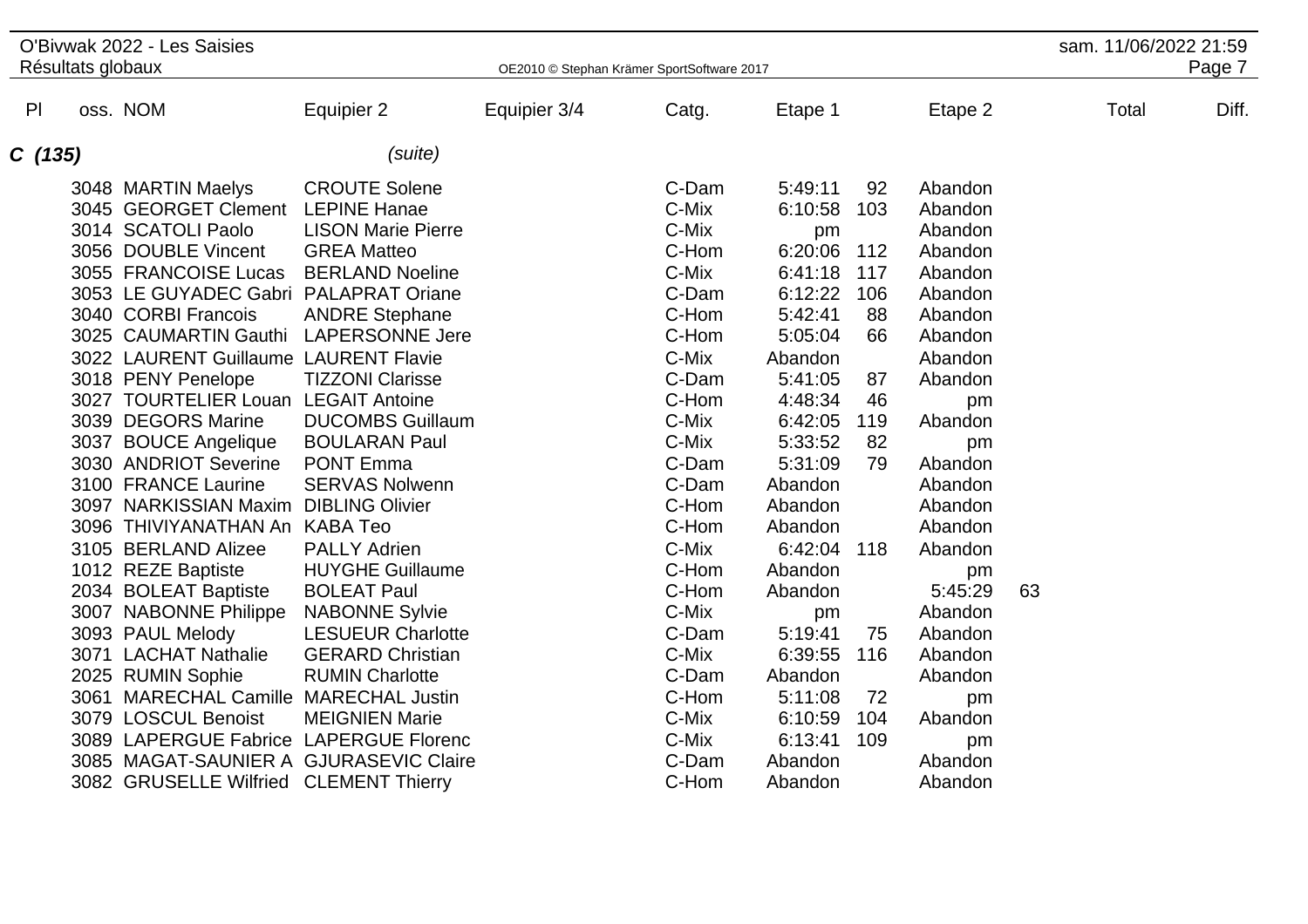# O'Bivwak 2022 - Les Saisies

Résultats globaux

## C (135) *(suite)*

| Pl | oss. | NOM | Equipier 2 | Equipier 3/4 | Catg. | Etape 1 | | Etape 2 | | Total | Diff. |
|---|---|---|---|---|---|---|---|---|---|---|---|
| | 3048 | MARTIN Maelys | CROUTE Solene | | C-Dam | 5:49:11 | 92 | Abandon | | | |
| | 3045 | GEORGET Clement | LEPINE Hanae | | C-Mix | 6:10:58 | 103 | Abandon | | | |
| | 3014 | SCATOLI Paolo | LISON Marie Pierre | | C-Mix | pm | | Abandon | | | |
| | 3056 | DOUBLE Vincent | GREA Matteo | | C-Hom | 6:20:06 | 112 | Abandon | | | |
| | 3055 | FRANCOISE Lucas | BERLAND Noeline | | C-Mix | 6:41:18 | 117 | Abandon | | | |
| | 3053 | LE GUYADEC Gabri | PALAPRAT Oriane | | C-Dam | 6:12:22 | 106 | Abandon | | | |
| | 3040 | CORBI Francois | ANDRE Stephane | | C-Hom | 5:42:41 | 88 | Abandon | | | |
| | 3025 | CAUMARTIN Gauthi | LAPERSONNE Jere | | C-Hom | 5:05:04 | 66 | Abandon | | | |
| | 3022 | LAURENT Guillaume | LAURENT Flavie | | C-Mix | Abandon | | Abandon | | | |
| | 3018 | PENY Penelope | TIZZONI Clarisse | | C-Dam | 5:41:05 | 87 | Abandon | | | |
| | 3027 | TOURTELIER Louan | LEGAIT Antoine | | C-Hom | 4:48:34 | 46 | pm | | | |
| | 3039 | DEGORS Marine | DUCOMBS Guillaum | | C-Mix | 6:42:05 | 119 | Abandon | | | |
| | 3037 | BOUCE Angelique | BOULARAN Paul | | C-Mix | 5:33:52 | 82 | pm | | | |
| | 3030 | ANDRIOT Severine | PONT Emma | | C-Dam | 5:31:09 | 79 | Abandon | | | |
| | 3100 | FRANCE Laurine | SERVAS Nolwenn | | C-Dam | Abandon | | Abandon | | | |
| | 3097 | NARKISSIAN Maxim | DIBLING Olivier | | C-Hom | Abandon | | Abandon | | | |
| | 3096 | THIVIYANATHAN An | KABA Teo | | C-Hom | Abandon | | Abandon | | | |
| | 3105 | BERLAND Alizee | PALLY Adrien | | C-Mix | 6:42:04 | 118 | Abandon | | | |
| | 1012 | REZE Baptiste | HUYGHE Guillaume | | C-Hom | Abandon | | pm | | | |
| | 2034 | BOLEAT Baptiste | BOLEAT Paul | | C-Hom | Abandon | | 5:45:29 | 63 | | |
| | 3007 | NABONNE Philippe | NABONNE Sylvie | | C-Mix | pm | | Abandon | | | |
| | 3093 | PAUL Melody | LESUEUR Charlotte | | C-Dam | 5:19:41 | 75 | Abandon | | | |
| | 3071 | LACHAT Nathalie | GERARD Christian | | C-Mix | 6:39:55 | 116 | Abandon | | | |
| | 2025 | RUMIN Sophie | RUMIN Charlotte | | C-Dam | Abandon | | Abandon | | | |
| | 3061 | MARECHAL Camille | MARECHAL Justin | | C-Hom | 5:11:08 | 72 | pm | | | |
| | 3079 | LOSCUL Benoist | MEIGNIEN Marie | | C-Mix | 6:10:59 | 104 | Abandon | | | |
| | 3089 | LAPERGUE Fabrice | LAPERGUE Florenc | | C-Mix | 6:13:41 | 109 | pm | | | |
| | 3085 | MAGAT-SAUNIER A | GJURASEVIC Claire | | C-Dam | Abandon | | Abandon | | | |
| | 3082 | GRUSELLE Wilfried | CLEMENT Thierry | | C-Hom | Abandon | | Abandon | | | |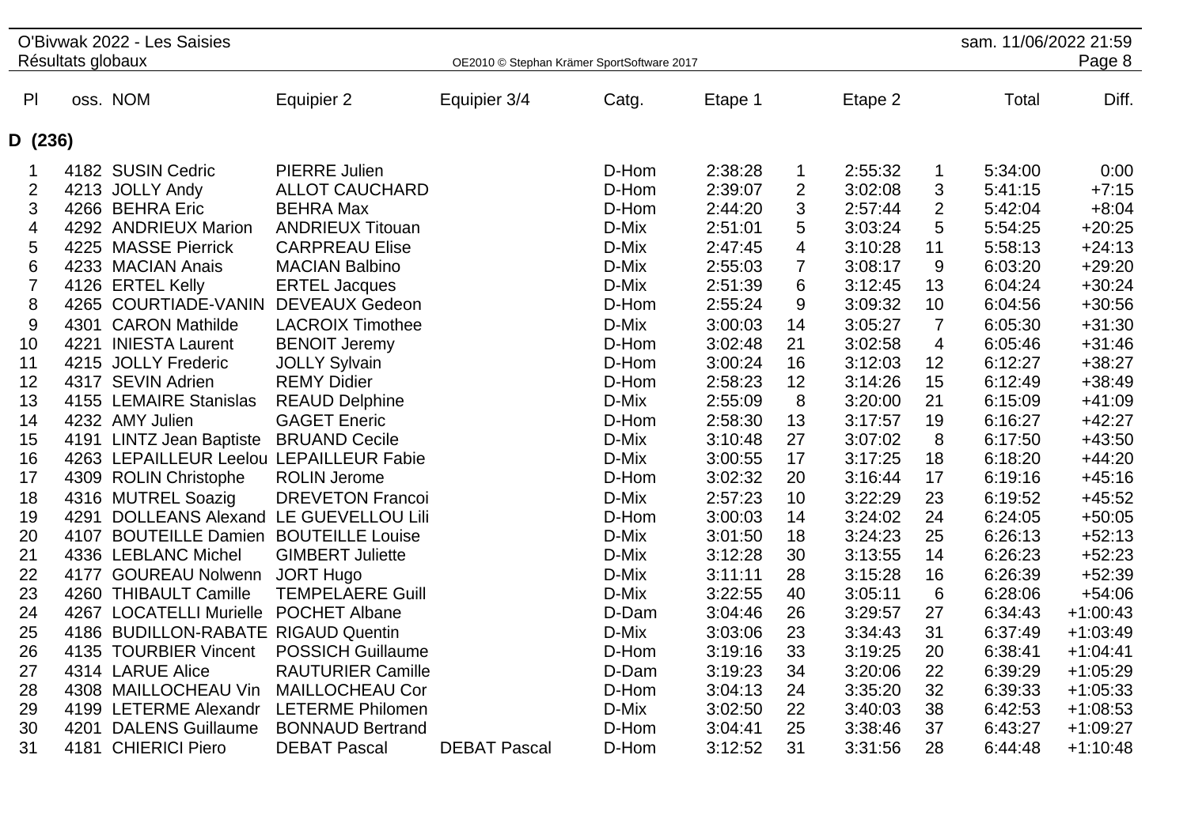O'Bivwak 2022 - Les Saisies
Résultats globaux

## D (236)

| Pl | oss. | NOM | Equipier 2 | Equipier 3/4 | Catg. | Etape 1 | | Etape 2 | | Total | Diff. |
|---|---|---|---|---|---|---|---|---|---|---|---|
| 1 | 4182 | SUSIN Cedric | PIERRE Julien | | D-Hom | 2:38:28 | 1 | 2:55:32 | 1 | 5:34:00 | 0:00 |
| 2 | 4213 | JOLLY Andy | ALLOT CAUCHARD | | D-Hom | 2:39:07 | 2 | 3:02:08 | 3 | 5:41:15 | +7:15 |
| 3 | 4266 | BEHRA Eric | BEHRA Max | | D-Hom | 2:44:20 | 3 | 2:57:44 | 2 | 5:42:04 | +8:04 |
| 4 | 4292 | ANDRIEUX Marion | ANDRIEUX Titouan | | D-Mix | 2:51:01 | 5 | 3:03:24 | 5 | 5:54:25 | +20:25 |
| 5 | 4225 | MASSE Pierrick | CARPREAU Elise | | D-Mix | 2:47:45 | 4 | 3:10:28 | 11 | 5:58:13 | +24:13 |
| 6 | 4233 | MACIAN Anais | MACIAN Balbino | | D-Mix | 2:55:03 | 7 | 3:08:17 | 9 | 6:03:20 | +29:20 |
| 7 | 4126 | ERTEL Kelly | ERTEL Jacques | | D-Mix | 2:51:39 | 6 | 3:12:45 | 13 | 6:04:24 | +30:24 |
| 8 | 4265 | COURTIADE-VANIN | DEVEAUX Gedeon | | D-Hom | 2:55:24 | 9 | 3:09:32 | 10 | 6:04:56 | +30:56 |
| 9 | 4301 | CARON Mathilde | LACROIX Timothee | | D-Mix | 3:00:03 | 14 | 3:05:27 | 7 | 6:05:30 | +31:30 |
| 10 | 4221 | INIESTA Laurent | BENOIT Jeremy | | D-Hom | 3:02:48 | 21 | 3:02:58 | 4 | 6:05:46 | +31:46 |
| 11 | 4215 | JOLLY Frederic | JOLLY Sylvain | | D-Hom | 3:00:24 | 16 | 3:12:03 | 12 | 6:12:27 | +38:27 |
| 12 | 4317 | SEVIN Adrien | REMY Didier | | D-Hom | 2:58:23 | 12 | 3:14:26 | 15 | 6:12:49 | +38:49 |
| 13 | 4155 | LEMAIRE Stanislas | REAUD Delphine | | D-Mix | 2:55:09 | 8 | 3:20:00 | 21 | 6:15:09 | +41:09 |
| 14 | 4232 | AMY Julien | GAGET Eneric | | D-Hom | 2:58:30 | 13 | 3:17:57 | 19 | 6:16:27 | +42:27 |
| 15 | 4191 | LINTZ Jean Baptiste | BRUAND Cecile | | D-Mix | 3:10:48 | 27 | 3:07:02 | 8 | 6:17:50 | +43:50 |
| 16 | 4263 | LEPAILLEUR Leelou | LEPAILLEUR Fabie | | D-Mix | 3:00:55 | 17 | 3:17:25 | 18 | 6:18:20 | +44:20 |
| 17 | 4309 | ROLIN Christophe | ROLIN Jerome | | D-Hom | 3:02:32 | 20 | 3:16:44 | 17 | 6:19:16 | +45:16 |
| 18 | 4316 | MUTREL Soazig | DREVETON Francoi | | D-Mix | 2:57:23 | 10 | 3:22:29 | 23 | 6:19:52 | +45:52 |
| 19 | 4291 | DOLLEANS Alexand | LE GUEVELLOU Lili | | D-Hom | 3:00:03 | 14 | 3:24:02 | 24 | 6:24:05 | +50:05 |
| 20 | 4107 | BOUTEILLE Damien | BOUTEILLE Louise | | D-Mix | 3:01:50 | 18 | 3:24:23 | 25 | 6:26:13 | +52:13 |
| 21 | 4336 | LEBLANC Michel | GIMBERT Juliette | | D-Mix | 3:12:28 | 30 | 3:13:55 | 14 | 6:26:23 | +52:23 |
| 22 | 4177 | GOUREAU Nolwenn | JORT Hugo | | D-Mix | 3:11:11 | 28 | 3:15:28 | 16 | 6:26:39 | +52:39 |
| 23 | 4260 | THIBAULT Camille | TEMPELAERE Guill | | D-Mix | 3:22:55 | 40 | 3:05:11 | 6 | 6:28:06 | +54:06 |
| 24 | 4267 | LOCATELLI Murielle | POCHET Albane | | D-Dam | 3:04:46 | 26 | 3:29:57 | 27 | 6:34:43 | +1:00:43 |
| 25 | 4186 | BUDILLON-RABATE | RIGAUD Quentin | | D-Mix | 3:03:06 | 23 | 3:34:43 | 31 | 6:37:49 | +1:03:49 |
| 26 | 4135 | TOURBIER Vincent | POSSICH Guillaume | | D-Hom | 3:19:16 | 33 | 3:19:25 | 20 | 6:38:41 | +1:04:41 |
| 27 | 4314 | LARUE Alice | RAUTURIER Camille | | D-Dam | 3:19:23 | 34 | 3:20:06 | 22 | 6:39:29 | +1:05:29 |
| 28 | 4308 | MAILLOCHEAU Vin | MAILLOCHEAU Cor | | D-Hom | 3:04:13 | 24 | 3:35:20 | 32 | 6:39:33 | +1:05:33 |
| 29 | 4199 | LETERME Alexandr | LETERME Philomen | | D-Mix | 3:02:50 | 22 | 3:40:03 | 38 | 6:42:53 | +1:08:53 |
| 30 | 4201 | DALENS Guillaume | BONNAUD Bertrand | | D-Hom | 3:04:41 | 25 | 3:38:46 | 37 | 6:43:27 | +1:09:27 |
| 31 | 4181 | CHIERICI Piero | DEBAT Pascal | DEBAT Pascal | D-Hom | 3:12:52 | 31 | 3:31:56 | 28 | 6:44:48 | +1:10:48 |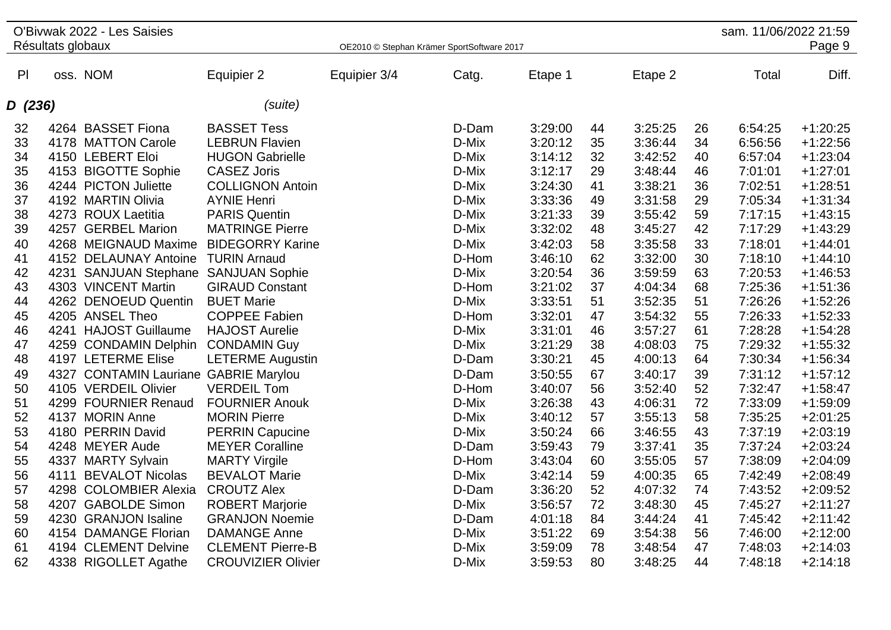| Pl | oss. | NOM | Equipier 2 | Equipier 3/4 | Catg. | Etape 1 | | Etape 2 | | Total | Diff. |
|---|---|---|---|---|---|---|---|---|---|---|---|
| **D (236)** | | | *(suite)* | | | | | | | | |
| 32 | 4264 | BASSET Fiona | BASSET Tess | | D-Dam | 3:29:00 | 44 | 3:25:25 | 26 | 6:54:25 | +1:20:25 |
| 33 | 4178 | MATTON Carole | LEBRUN Flavien | | D-Mix | 3:20:12 | 35 | 3:36:44 | 34 | 6:56:56 | +1:22:56 |
| 34 | 4150 | LEBERT Eloi | HUGON Gabrielle | | D-Mix | 3:14:12 | 32 | 3:42:52 | 40 | 6:57:04 | +1:23:04 |
| 35 | 4153 | BIGOTTE Sophie | CASEZ Joris | | D-Mix | 3:12:17 | 29 | 3:48:44 | 46 | 7:01:01 | +1:27:01 |
| 36 | 4244 | PICTON Juliette | COLLIGNON Antoin | | D-Mix | 3:24:30 | 41 | 3:38:21 | 36 | 7:02:51 | +1:28:51 |
| 37 | 4192 | MARTIN Olivia | AYNIE Henri | | D-Mix | 3:33:36 | 49 | 3:31:58 | 29 | 7:05:34 | +1:31:34 |
| 38 | 4273 | ROUX Laetitia | PARIS Quentin | | D-Mix | 3:21:33 | 39 | 3:55:42 | 59 | 7:17:15 | +1:43:15 |
| 39 | 4257 | GERBEL Marion | MATRINGE Pierre | | D-Mix | 3:32:02 | 48 | 3:45:27 | 42 | 7:17:29 | +1:43:29 |
| 40 | 4268 | MEIGNAUD Maxime | BIDEGORRY Karine | | D-Mix | 3:42:03 | 58 | 3:35:58 | 33 | 7:18:01 | +1:44:01 |
| 41 | 4152 | DELAUNAY Antoine | TURIN Arnaud | | D-Hom | 3:46:10 | 62 | 3:32:00 | 30 | 7:18:10 | +1:44:10 |
| 42 | 4231 | SANJUAN Stephane | SANJUAN Sophie | | D-Mix | 3:20:54 | 36 | 3:59:59 | 63 | 7:20:53 | +1:46:53 |
| 43 | 4303 | VINCENT Martin | GIRAUD Constant | | D-Hom | 3:21:02 | 37 | 4:04:34 | 68 | 7:25:36 | +1:51:36 |
| 44 | 4262 | DENOEUD Quentin | BUET Marie | | D-Mix | 3:33:51 | 51 | 3:52:35 | 51 | 7:26:26 | +1:52:26 |
| 45 | 4205 | ANSEL Theo | COPPEE Fabien | | D-Hom | 3:32:01 | 47 | 3:54:32 | 55 | 7:26:33 | +1:52:33 |
| 46 | 4241 | HAJOST Guillaume | HAJOST Aurelie | | D-Mix | 3:31:01 | 46 | 3:57:27 | 61 | 7:28:28 | +1:54:28 |
| 47 | 4259 | CONDAMIN Delphin | CONDAMIN Guy | | D-Mix | 3:21:29 | 38 | 4:08:03 | 75 | 7:29:32 | +1:55:32 |
| 48 | 4197 | LETERME Elise | LETERME Augustin | | D-Dam | 3:30:21 | 45 | 4:00:13 | 64 | 7:30:34 | +1:56:34 |
| 49 | 4327 | CONTAMIN Lauriane | GABRIE Marylou | | D-Dam | 3:50:55 | 67 | 3:40:17 | 39 | 7:31:12 | +1:57:12 |
| 50 | 4105 | VERDEIL Olivier | VERDEIL Tom | | D-Hom | 3:40:07 | 56 | 3:52:40 | 52 | 7:32:47 | +1:58:47 |
| 51 | 4299 | FOURNIER Renaud | FOURNIER Anouk | | D-Mix | 3:26:38 | 43 | 4:06:31 | 72 | 7:33:09 | +1:59:09 |
| 52 | 4137 | MORIN Anne | MORIN Pierre | | D-Mix | 3:40:12 | 57 | 3:55:13 | 58 | 7:35:25 | +2:01:25 |
| 53 | 4180 | PERRIN David | PERRIN Capucine | | D-Mix | 3:50:24 | 66 | 3:46:55 | 43 | 7:37:19 | +2:03:19 |
| 54 | 4248 | MEYER Aude | MEYER Coralline | | D-Dam | 3:59:43 | 79 | 3:37:41 | 35 | 7:37:24 | +2:03:24 |
| 55 | 4337 | MARTY Sylvain | MARTY Virgile | | D-Hom | 3:43:04 | 60 | 3:55:05 | 57 | 7:38:09 | +2:04:09 |
| 56 | 4111 | BEVALOT Nicolas | BEVALOT Marie | | D-Mix | 3:42:14 | 59 | 4:00:35 | 65 | 7:42:49 | +2:08:49 |
| 57 | 4298 | COLOMBIER Alexia | CROUTZ Alex | | D-Dam | 3:36:20 | 52 | 4:07:32 | 74 | 7:43:52 | +2:09:52 |
| 58 | 4207 | GABOLDE Simon | ROBERT Marjorie | | D-Mix | 3:56:57 | 72 | 3:48:30 | 45 | 7:45:27 | +2:11:27 |
| 59 | 4230 | GRANJON Isaline | GRANJON Noemie | | D-Dam | 4:01:18 | 84 | 3:44:24 | 41 | 7:45:42 | +2:11:42 |
| 60 | 4154 | DAMANGE Florian | DAMANGE Anne | | D-Mix | 3:51:22 | 69 | 3:54:38 | 56 | 7:46:00 | +2:12:00 |
| 61 | 4194 | CLEMENT Delvine | CLEMENT Pierre-B | | D-Mix | 3:59:09 | 78 | 3:48:54 | 47 | 7:48:03 | +2:14:03 |
| 62 | 4338 | RIGOLLET Agathe | CROUVIZIER Olivier | | D-Mix | 3:59:53 | 80 | 3:48:25 | 44 | 7:48:18 | +2:14:18 |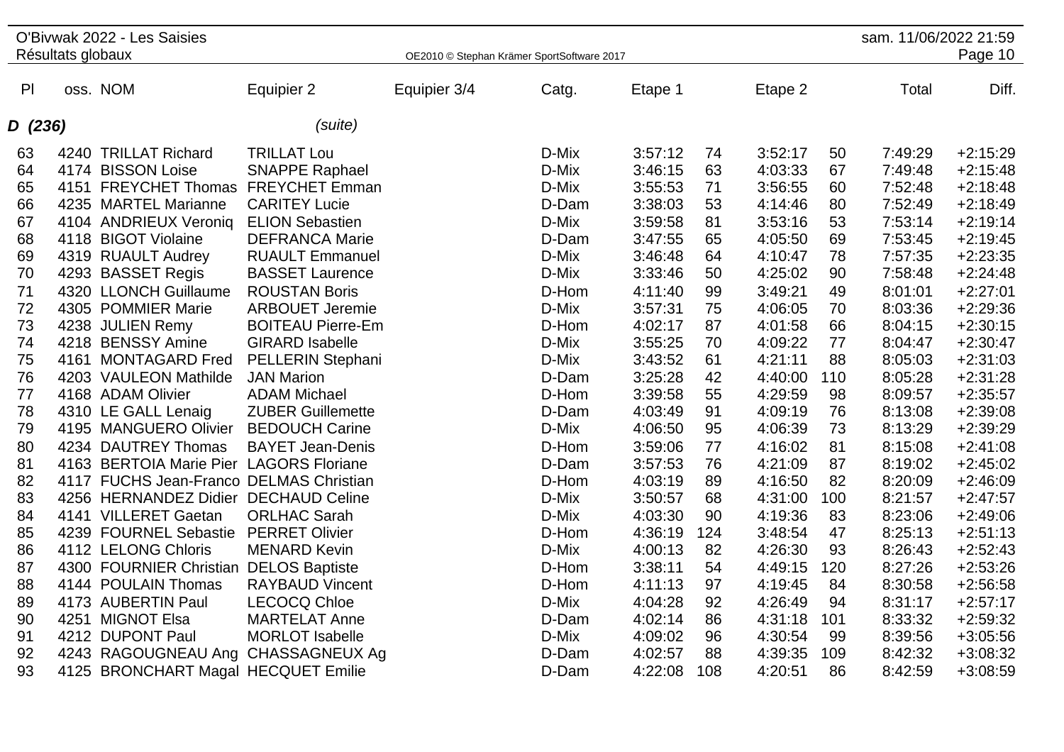O'Bivwak 2022 - Les Saisies
Résultats globaux

| Pl | oss. | NOM | Equipier 2 | Equipier 3/4 | Catg. | Etape 1 | | Etape 2 | | Total | Diff. |
|---|---|---|---|---|---|---|---|---|---|---|---|
| ***D (236)*** | | | *(suite)* | | | | | | | | |
| 63 | 4240 | TRILLAT Richard | TRILLAT Lou | | D-Mix | 3:57:12 | 74 | 3:52:17 | 50 | 7:49:29 | +2:15:29 |
| 64 | 4174 | BISSON Loise | SNAPPE Raphael | | D-Mix | 3:46:15 | 63 | 4:03:33 | 67 | 7:49:48 | +2:15:48 |
| 65 | 4151 | FREYCHET Thomas | FREYCHET Emman | | D-Mix | 3:55:53 | 71 | 3:56:55 | 60 | 7:52:48 | +2:18:48 |
| 66 | 4235 | MARTEL Marianne | CARITEY Lucie | | D-Dam | 3:38:03 | 53 | 4:14:46 | 80 | 7:52:49 | +2:18:49 |
| 67 | 4104 | ANDRIEUX Veroniq | ELION Sebastien | | D-Mix | 3:59:58 | 81 | 3:53:16 | 53 | 7:53:14 | +2:19:14 |
| 68 | 4118 | BIGOT Violaine | DEFRANCA Marie | | D-Dam | 3:47:55 | 65 | 4:05:50 | 69 | 7:53:45 | +2:19:45 |
| 69 | 4319 | RUAULT Audrey | RUAULT Emmanuel | | D-Mix | 3:46:48 | 64 | 4:10:47 | 78 | 7:57:35 | +2:23:35 |
| 70 | 4293 | BASSET Regis | BASSET Laurence | | D-Mix | 3:33:46 | 50 | 4:25:02 | 90 | 7:58:48 | +2:24:48 |
| 71 | 4320 | LLONCH Guillaume | ROUSTAN Boris | | D-Hom | 4:11:40 | 99 | 3:49:21 | 49 | 8:01:01 | +2:27:01 |
| 72 | 4305 | POMMIER Marie | ARBOUET Jeremie | | D-Mix | 3:57:31 | 75 | 4:06:05 | 70 | 8:03:36 | +2:29:36 |
| 73 | 4238 | JULIEN Remy | BOITEAU Pierre-Em | | D-Hom | 4:02:17 | 87 | 4:01:58 | 66 | 8:04:15 | +2:30:15 |
| 74 | 4218 | BENSSY Amine | GIRARD Isabelle | | D-Mix | 3:55:25 | 70 | 4:09:22 | 77 | 8:04:47 | +2:30:47 |
| 75 | 4161 | MONTAGARD Fred | PELLERIN Stephani | | D-Mix | 3:43:52 | 61 | 4:21:11 | 88 | 8:05:03 | +2:31:03 |
| 76 | 4203 | VAULEON Mathilde | JAN Marion | | D-Dam | 3:25:28 | 42 | 4:40:00 | 110 | 8:05:28 | +2:31:28 |
| 77 | 4168 | ADAM Olivier | ADAM Michael | | D-Hom | 3:39:58 | 55 | 4:29:59 | 98 | 8:09:57 | +2:35:57 |
| 78 | 4310 | LE GALL Lenaig | ZUBER Guillemette | | D-Dam | 4:03:49 | 91 | 4:09:19 | 76 | 8:13:08 | +2:39:08 |
| 79 | 4195 | MANGUERO Olivier | BEDOUCH Carine | | D-Mix | 4:06:50 | 95 | 4:06:39 | 73 | 8:13:29 | +2:39:29 |
| 80 | 4234 | DAUTREY Thomas | BAYET Jean-Denis | | D-Hom | 3:59:06 | 77 | 4:16:02 | 81 | 8:15:08 | +2:41:08 |
| 81 | 4163 | BERTOIA Marie Pier | LAGORS Floriane | | D-Dam | 3:57:53 | 76 | 4:21:09 | 87 | 8:19:02 | +2:45:02 |
| 82 | 4117 | FUCHS Jean-Franco | DELMAS Christian | | D-Hom | 4:03:19 | 89 | 4:16:50 | 82 | 8:20:09 | +2:46:09 |
| 83 | 4256 | HERNANDEZ Didier | DECHAUD Celine | | D-Mix | 3:50:57 | 68 | 4:31:00 | 100 | 8:21:57 | +2:47:57 |
| 84 | 4141 | VILLERET Gaetan | ORLHAC Sarah | | D-Mix | 4:03:30 | 90 | 4:19:36 | 83 | 8:23:06 | +2:49:06 |
| 85 | 4239 | FOURNEL Sebastie | PERRET Olivier | | D-Hom | 4:36:19 | 124 | 3:48:54 | 47 | 8:25:13 | +2:51:13 |
| 86 | 4112 | LELONG Chloris | MENARD Kevin | | D-Mix | 4:00:13 | 82 | 4:26:30 | 93 | 8:26:43 | +2:52:43 |
| 87 | 4300 | FOURNIER Christian | DELOS Baptiste | | D-Hom | 3:38:11 | 54 | 4:49:15 | 120 | 8:27:26 | +2:53:26 |
| 88 | 4144 | POULAIN Thomas | RAYBAUD Vincent | | D-Hom | 4:11:13 | 97 | 4:19:45 | 84 | 8:30:58 | +2:56:58 |
| 89 | 4173 | AUBERTIN Paul | LECOCQ Chloe | | D-Mix | 4:04:28 | 92 | 4:26:49 | 94 | 8:31:17 | +2:57:17 |
| 90 | 4251 | MIGNOT Elsa | MARTELAT Anne | | D-Dam | 4:02:14 | 86 | 4:31:18 | 101 | 8:33:32 | +2:59:32 |
| 91 | 4212 | DUPONT Paul | MORLOT Isabelle | | D-Mix | 4:09:02 | 96 | 4:30:54 | 99 | 8:39:56 | +3:05:56 |
| 92 | 4243 | RAGOUGNEAU Ang | CHASSAGNEUX Ag | | D-Dam | 4:02:57 | 88 | 4:39:35 | 109 | 8:42:32 | +3:08:32 |
| 93 | 4125 | BRONCHART Magal | HECQUET Emilie | | D-Dam | 4:22:08 | 108 | 4:20:51 | 86 | 8:42:59 | +3:08:59 |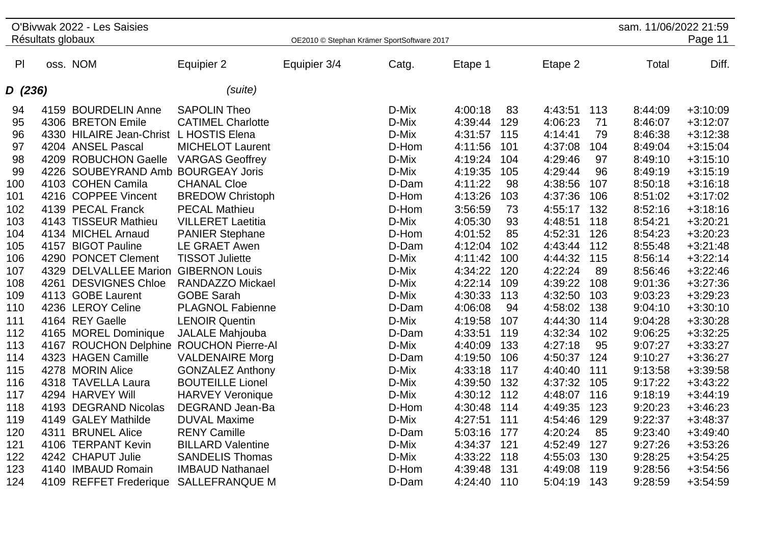| Pl | oss. | NOM | Equipier 2 | Equipier 3/4 | Catg. | Etape 1 | | Etape 2 | | Total | Diff. |
|---|---|---|---|---|---|---|---|---|---|---|---|
| **D (236)** | | | *(suite)* | | | | | | | | |
| 94 | 4159 | BOURDELIN Anne | SAPOLIN Theo | | D-Mix | 4:00:18 | 83 | 4:43:51 | 113 | 8:44:09 | +3:10:09 |
| 95 | 4306 | BRETON Emile | CATIMEL Charlotte | | D-Mix | 4:39:44 | 129 | 4:06:23 | 71 | 8:46:07 | +3:12:07 |
| 96 | 4330 | HILAIRE Jean-Christ | L HOSTIS Elena | | D-Mix | 4:31:57 | 115 | 4:14:41 | 79 | 8:46:38 | +3:12:38 |
| 97 | 4204 | ANSEL Pascal | MICHELOT Laurent | | D-Hom | 4:11:56 | 101 | 4:37:08 | 104 | 8:49:04 | +3:15:04 |
| 98 | 4209 | ROBUCHON Gaelle | VARGAS Geoffrey | | D-Mix | 4:19:24 | 104 | 4:29:46 | 97 | 8:49:10 | +3:15:10 |
| 99 | 4226 | SOUBEYRAND Amb | BOURGEAY Joris | | D-Mix | 4:19:35 | 105 | 4:29:44 | 96 | 8:49:19 | +3:15:19 |
| 100 | 4103 | COHEN Camila | CHANAL Cloe | | D-Dam | 4:11:22 | 98 | 4:38:56 | 107 | 8:50:18 | +3:16:18 |
| 101 | 4216 | COPPEE Vincent | BREDOW Christoph | | D-Hom | 4:13:26 | 103 | 4:37:36 | 106 | 8:51:02 | +3:17:02 |
| 102 | 4139 | PECAL Franck | PECAL Mathieu | | D-Hom | 3:56:59 | 73 | 4:55:17 | 132 | 8:52:16 | +3:18:16 |
| 103 | 4143 | TISSEUR Mathieu | VILLERET Laetitia | | D-Mix | 4:05:30 | 93 | 4:48:51 | 118 | 8:54:21 | +3:20:21 |
| 104 | 4134 | MICHEL Arnaud | PANIER Stephane | | D-Hom | 4:01:52 | 85 | 4:52:31 | 126 | 8:54:23 | +3:20:23 |
| 105 | 4157 | BIGOT Pauline | LE GRAET Awen | | D-Dam | 4:12:04 | 102 | 4:43:44 | 112 | 8:55:48 | +3:21:48 |
| 106 | 4290 | PONCET Clement | TISSOT Juliette | | D-Mix | 4:11:42 | 100 | 4:44:32 | 115 | 8:56:14 | +3:22:14 |
| 107 | 4329 | DELVALLEE Marion | GIBERNON Louis | | D-Mix | 4:34:22 | 120 | 4:22:24 | 89 | 8:56:46 | +3:22:46 |
| 108 | 4261 | DESVIGNES Chloe | RANDAZZO Mickael | | D-Mix | 4:22:14 | 109 | 4:39:22 | 108 | 9:01:36 | +3:27:36 |
| 109 | 4113 | GOBE Laurent | GOBE Sarah | | D-Mix | 4:30:33 | 113 | 4:32:50 | 103 | 9:03:23 | +3:29:23 |
| 110 | 4236 | LEROY Celine | PLAGNOL Fabienne | | D-Dam | 4:06:08 | 94 | 4:58:02 | 138 | 9:04:10 | +3:30:10 |
| 111 | 4164 | REY Gaelle | LENOIR Quentin | | D-Mix | 4:19:58 | 107 | 4:44:30 | 114 | 9:04:28 | +3:30:28 |
| 112 | 4165 | MOREL Dominique | JALALE Mahjouba | | D-Dam | 4:33:51 | 119 | 4:32:34 | 102 | 9:06:25 | +3:32:25 |
| 113 | 4167 | ROUCHON Delphine | ROUCHON Pierre-Al | | D-Mix | 4:40:09 | 133 | 4:27:18 | 95 | 9:07:27 | +3:33:27 |
| 114 | 4323 | HAGEN Camille | VALDENAIRE Morg | | D-Dam | 4:19:50 | 106 | 4:50:37 | 124 | 9:10:27 | +3:36:27 |
| 115 | 4278 | MORIN Alice | GONZALEZ Anthony | | D-Mix | 4:33:18 | 117 | 4:40:40 | 111 | 9:13:58 | +3:39:58 |
| 116 | 4318 | TAVELLA Laura | BOUTEILLE Lionel | | D-Mix | 4:39:50 | 132 | 4:37:32 | 105 | 9:17:22 | +3:43:22 |
| 117 | 4294 | HARVEY Will | HARVEY Veronique | | D-Mix | 4:30:12 | 112 | 4:48:07 | 116 | 9:18:19 | +3:44:19 |
| 118 | 4193 | DEGRAND Nicolas | DEGRAND Jean-Ba | | D-Hom | 4:30:48 | 114 | 4:49:35 | 123 | 9:20:23 | +3:46:23 |
| 119 | 4149 | GALEY Mathilde | DUVAL Maxime | | D-Mix | 4:27:51 | 111 | 4:54:46 | 129 | 9:22:37 | +3:48:37 |
| 120 | 4311 | BRUNEL Alice | RENY Camille | | D-Dam | 5:03:16 | 177 | 4:20:24 | 85 | 9:23:40 | +3:49:40 |
| 121 | 4106 | TERPANT Kevin | BILLARD Valentine | | D-Mix | 4:34:37 | 121 | 4:52:49 | 127 | 9:27:26 | +3:53:26 |
| 122 | 4242 | CHAPUT Julie | SANDELIS Thomas | | D-Mix | 4:33:22 | 118 | 4:55:03 | 130 | 9:28:25 | +3:54:25 |
| 123 | 4140 | IMBAUD Romain | IMBAUD Nathanael | | D-Hom | 4:39:48 | 131 | 4:49:08 | 119 | 9:28:56 | +3:54:56 |
| 124 | 4109 | REFFET Frederique | SALLEFRANQUE M | | D-Dam | 4:24:40 | 110 | 5:04:19 | 143 | 9:28:59 | +3:54:59 |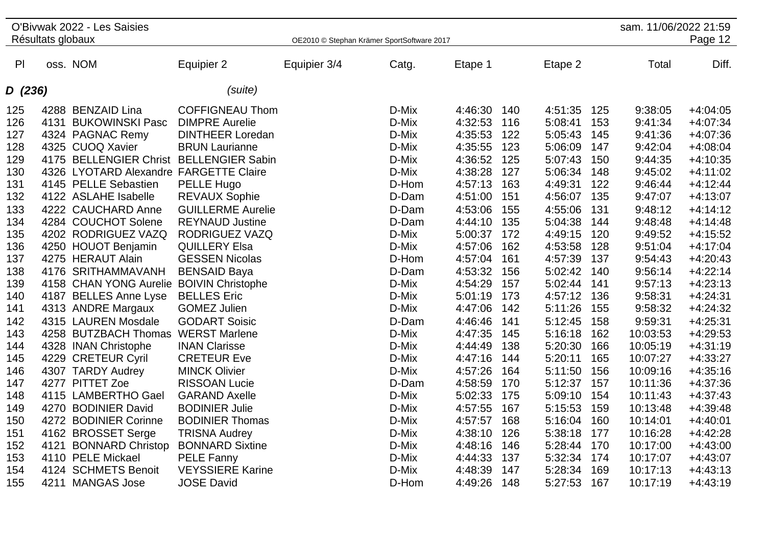# O'Bivwak 2022 - Les Saisies

Résultats globaux

OE2010 © Stephan Krämer SportSoftware 2017

sam. 11/06/2022 21:59

| Pl | oss. | NOM | Equipier 2 | Equipier 3/4 | Catg. | Etape 1 | | Etape 2 | | Total | Diff. |
|---|---|---|---|---|---|---|---|---|---|---|---|
| ***D (236)*** | | | *(suite)* | | | | | | | | |
| 125 | 4288 | BENZAID Lina | COFFIGNEAU Thom | | D-Mix | 4:46:30 | 140 | 4:51:35 | 125 | 9:38:05 | +4:04:05 |
| 126 | 4131 | BUKOWINSKI Pasc | DIMPRE Aurelie | | D-Mix | 4:32:53 | 116 | 5:08:41 | 153 | 9:41:34 | +4:07:34 |
| 127 | 4324 | PAGNAC Remy | DINTHEER Loredan | | D-Mix | 4:35:53 | 122 | 5:05:43 | 145 | 9:41:36 | +4:07:36 |
| 128 | 4325 | CUOQ Xavier | BRUN Laurianne | | D-Mix | 4:35:55 | 123 | 5:06:09 | 147 | 9:42:04 | +4:08:04 |
| 129 | 4175 | BELLENGIER Christ | BELLENGIER Sabin | | D-Mix | 4:36:52 | 125 | 5:07:43 | 150 | 9:44:35 | +4:10:35 |
| 130 | 4326 | LYOTARD Alexandre | FARGETTE Claire | | D-Mix | 4:38:28 | 127 | 5:06:34 | 148 | 9:45:02 | +4:11:02 |
| 131 | 4145 | PELLE Sebastien | PELLE Hugo | | D-Hom | 4:57:13 | 163 | 4:49:31 | 122 | 9:46:44 | +4:12:44 |
| 132 | 4122 | ASLAHE Isabelle | REVAUX Sophie | | D-Dam | 4:51:00 | 151 | 4:56:07 | 135 | 9:47:07 | +4:13:07 |
| 133 | 4222 | CAUCHARD Anne | GUILLERME Aurelie | | D-Dam | 4:53:06 | 155 | 4:55:06 | 131 | 9:48:12 | +4:14:12 |
| 134 | 4284 | COUCHOT Solene | REYNAUD Justine | | D-Dam | 4:44:10 | 135 | 5:04:38 | 144 | 9:48:48 | +4:14:48 |
| 135 | 4202 | RODRIGUEZ VAZQ | RODRIGUEZ VAZQ | | D-Mix | 5:00:37 | 172 | 4:49:15 | 120 | 9:49:52 | +4:15:52 |
| 136 | 4250 | HOUOT Benjamin | QUILLERY Elsa | | D-Mix | 4:57:06 | 162 | 4:53:58 | 128 | 9:51:04 | +4:17:04 |
| 137 | 4275 | HERAUT Alain | GESSEN Nicolas | | D-Hom | 4:57:04 | 161 | 4:57:39 | 137 | 9:54:43 | +4:20:43 |
| 138 | 4176 | SRITHAMMAVANH | BENSAID Baya | | D-Dam | 4:53:32 | 156 | 5:02:42 | 140 | 9:56:14 | +4:22:14 |
| 139 | 4158 | CHAN YONG Aurelie | BOIVIN Christophe | | D-Mix | 4:54:29 | 157 | 5:02:44 | 141 | 9:57:13 | +4:23:13 |
| 140 | 4187 | BELLES Anne Lyse | BELLES Eric | | D-Mix | 5:01:19 | 173 | 4:57:12 | 136 | 9:58:31 | +4:24:31 |
| 141 | 4313 | ANDRE Margaux | GOMEZ Julien | | D-Mix | 4:47:06 | 142 | 5:11:26 | 155 | 9:58:32 | +4:24:32 |
| 142 | 4315 | LAUREN Mosdale | GODART Soisic | | D-Dam | 4:46:46 | 141 | 5:12:45 | 158 | 9:59:31 | +4:25:31 |
| 143 | 4258 | BUTZBACH Thomas | WERST Marlene | | D-Mix | 4:47:35 | 145 | 5:16:18 | 162 | 10:03:53 | +4:29:53 |
| 144 | 4328 | INAN Christophe | INAN Clarisse | | D-Mix | 4:44:49 | 138 | 5:20:30 | 166 | 10:05:19 | +4:31:19 |
| 145 | 4229 | CRETEUR Cyril | CRETEUR Eve | | D-Mix | 4:47:16 | 144 | 5:20:11 | 165 | 10:07:27 | +4:33:27 |
| 146 | 4307 | TARDY Audrey | MINCK Olivier | | D-Mix | 4:57:26 | 164 | 5:11:50 | 156 | 10:09:16 | +4:35:16 |
| 147 | 4277 | PITTET Zoe | RISSOAN Lucie | | D-Dam | 4:58:59 | 170 | 5:12:37 | 157 | 10:11:36 | +4:37:36 |
| 148 | 4115 | LAMBERTHO Gael | GARAND Axelle | | D-Mix | 5:02:33 | 175 | 5:09:10 | 154 | 10:11:43 | +4:37:43 |
| 149 | 4270 | BODINIER David | BODINIER Julie | | D-Mix | 4:57:55 | 167 | 5:15:53 | 159 | 10:13:48 | +4:39:48 |
| 150 | 4272 | BODINIER Corinne | BODINIER Thomas | | D-Mix | 4:57:57 | 168 | 5:16:04 | 160 | 10:14:01 | +4:40:01 |
| 151 | 4162 | BROSSET Serge | TRISNA Audrey | | D-Mix | 4:38:10 | 126 | 5:38:18 | 177 | 10:16:28 | +4:42:28 |
| 152 | 4121 | BONNARD Christop | BONNARD Sixtine | | D-Mix | 4:48:16 | 146 | 5:28:44 | 170 | 10:17:00 | +4:43:00 |
| 153 | 4110 | PELE Mickael | PELE Fanny | | D-Mix | 4:44:33 | 137 | 5:32:34 | 174 | 10:17:07 | +4:43:07 |
| 154 | 4124 | SCHMETS Benoit | VEYSSIERE Karine | | D-Mix | 4:48:39 | 147 | 5:28:34 | 169 | 10:17:13 | +4:43:13 |
| 155 | 4211 | MANGAS Jose | JOSE David | | D-Hom | 4:49:26 | 148 | 5:27:53 | 167 | 10:17:19 | +4:43:19 |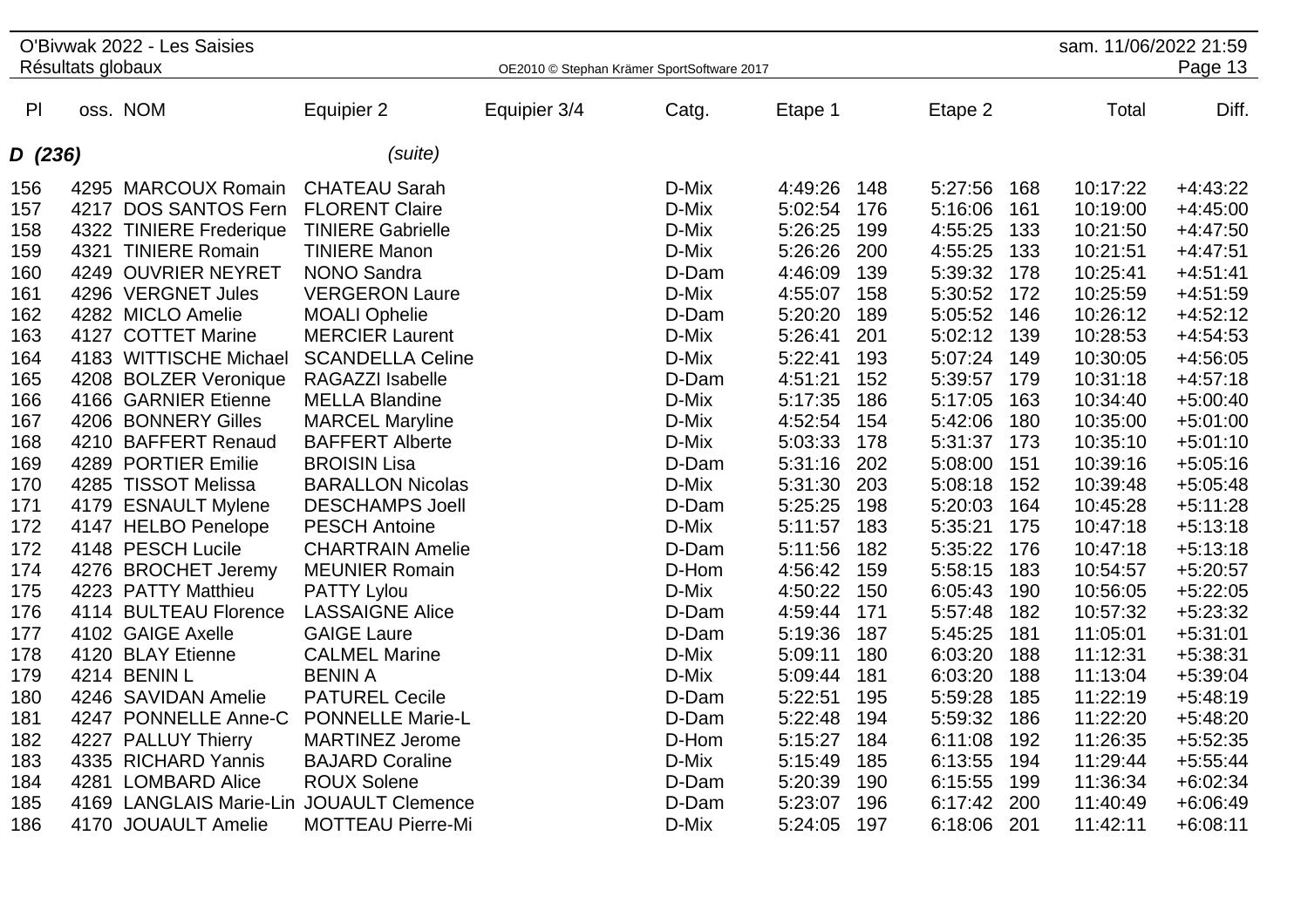# O'Bivwak 2022 - Les Saisies

Résultats globaux

| Pl | oss. | NOM | Equipier 2 | Equipier 3/4 | Catg. | Etape 1 | | Etape 2 | | Total | Diff. |
|---|---|---|---|---|---|---|---|---|---|---|---|
| **D (236)** | | | *(suite)* | | | | | | | | |
| 156 | 4295 | MARCOUX Romain | CHATEAU Sarah | | D-Mix | 4:49:26 | 148 | 5:27:56 | 168 | 10:17:22 | +4:43:22 |
| 157 | 4217 | DOS SANTOS Fern | FLORENT Claire | | D-Mix | 5:02:54 | 176 | 5:16:06 | 161 | 10:19:00 | +4:45:00 |
| 158 | 4322 | TINIERE Frederique | TINIERE Gabrielle | | D-Mix | 5:26:25 | 199 | 4:55:25 | 133 | 10:21:50 | +4:47:50 |
| 159 | 4321 | TINIERE Romain | TINIERE Manon | | D-Mix | 5:26:26 | 200 | 4:55:25 | 133 | 10:21:51 | +4:47:51 |
| 160 | 4249 | OUVRIER NEYRET | NONO Sandra | | D-Dam | 4:46:09 | 139 | 5:39:32 | 178 | 10:25:41 | +4:51:41 |
| 161 | 4296 | VERGNET Jules | VERGERON Laure | | D-Mix | 4:55:07 | 158 | 5:30:52 | 172 | 10:25:59 | +4:51:59 |
| 162 | 4282 | MICLO Amelie | MOALI Ophelie | | D-Dam | 5:20:20 | 189 | 5:05:52 | 146 | 10:26:12 | +4:52:12 |
| 163 | 4127 | COTTET Marine | MERCIER Laurent | | D-Mix | 5:26:41 | 201 | 5:02:12 | 139 | 10:28:53 | +4:54:53 |
| 164 | 4183 | WITTISCHE Michael | SCANDELLA Celine | | D-Mix | 5:22:41 | 193 | 5:07:24 | 149 | 10:30:05 | +4:56:05 |
| 165 | 4208 | BOLZER Veronique | RAGAZZI Isabelle | | D-Dam | 4:51:21 | 152 | 5:39:57 | 179 | 10:31:18 | +4:57:18 |
| 166 | 4166 | GARNIER Etienne | MELLA Blandine | | D-Mix | 5:17:35 | 186 | 5:17:05 | 163 | 10:34:40 | +5:00:40 |
| 167 | 4206 | BONNERY Gilles | MARCEL Maryline | | D-Mix | 4:52:54 | 154 | 5:42:06 | 180 | 10:35:00 | +5:01:00 |
| 168 | 4210 | BAFFERT Renaud | BAFFERT Alberte | | D-Mix | 5:03:33 | 178 | 5:31:37 | 173 | 10:35:10 | +5:01:10 |
| 169 | 4289 | PORTIER Emilie | BROISIN Lisa | | D-Dam | 5:31:16 | 202 | 5:08:00 | 151 | 10:39:16 | +5:05:16 |
| 170 | 4285 | TISSOT Melissa | BARALLON Nicolas | | D-Mix | 5:31:30 | 203 | 5:08:18 | 152 | 10:39:48 | +5:05:48 |
| 171 | 4179 | ESNAULT Mylene | DESCHAMPS Joell | | D-Dam | 5:25:25 | 198 | 5:20:03 | 164 | 10:45:28 | +5:11:28 |
| 172 | 4147 | HELBO Penelope | PESCH Antoine | | D-Mix | 5:11:57 | 183 | 5:35:21 | 175 | 10:47:18 | +5:13:18 |
| 172 | 4148 | PESCH Lucile | CHARTRAIN Amelie | | D-Dam | 5:11:56 | 182 | 5:35:22 | 176 | 10:47:18 | +5:13:18 |
| 174 | 4276 | BROCHET Jeremy | MEUNIER Romain | | D-Hom | 4:56:42 | 159 | 5:58:15 | 183 | 10:54:57 | +5:20:57 |
| 175 | 4223 | PATTY Matthieu | PATTY Lylou | | D-Mix | 4:50:22 | 150 | 6:05:43 | 190 | 10:56:05 | +5:22:05 |
| 176 | 4114 | BULTEAU Florence | LASSAIGNE Alice | | D-Dam | 4:59:44 | 171 | 5:57:48 | 182 | 10:57:32 | +5:23:32 |
| 177 | 4102 | GAIGE Axelle | GAIGE Laure | | D-Dam | 5:19:36 | 187 | 5:45:25 | 181 | 11:05:01 | +5:31:01 |
| 178 | 4120 | BLAY Etienne | CALMEL Marine | | D-Mix | 5:09:11 | 180 | 6:03:20 | 188 | 11:12:31 | +5:38:31 |
| 179 | 4214 | BENIN L | BENIN A | | D-Mix | 5:09:44 | 181 | 6:03:20 | 188 | 11:13:04 | +5:39:04 |
| 180 | 4246 | SAVIDAN Amelie | PATUREL Cecile | | D-Dam | 5:22:51 | 195 | 5:59:28 | 185 | 11:22:19 | +5:48:19 |
| 181 | 4247 | PONNELLE Anne-C | PONNELLE Marie-L | | D-Dam | 5:22:48 | 194 | 5:59:32 | 186 | 11:22:20 | +5:48:20 |
| 182 | 4227 | PALLUY Thierry | MARTINEZ Jerome | | D-Hom | 5:15:27 | 184 | 6:11:08 | 192 | 11:26:35 | +5:52:35 |
| 183 | 4335 | RICHARD Yannis | BAJARD Coraline | | D-Mix | 5:15:49 | 185 | 6:13:55 | 194 | 11:29:44 | +5:55:44 |
| 184 | 4281 | LOMBARD Alice | ROUX Solene | | D-Dam | 5:20:39 | 190 | 6:15:55 | 199 | 11:36:34 | +6:02:34 |
| 185 | 4169 | LANGLAIS Marie-Lin | JOUAULT Clemence | | D-Dam | 5:23:07 | 196 | 6:17:42 | 200 | 11:40:49 | +6:06:49 |
| 186 | 4170 | JOUAULT Amelie | MOTTEAU Pierre-Mi | | D-Mix | 5:24:05 | 197 | 6:18:06 | 201 | 11:42:11 | +6:08:11 |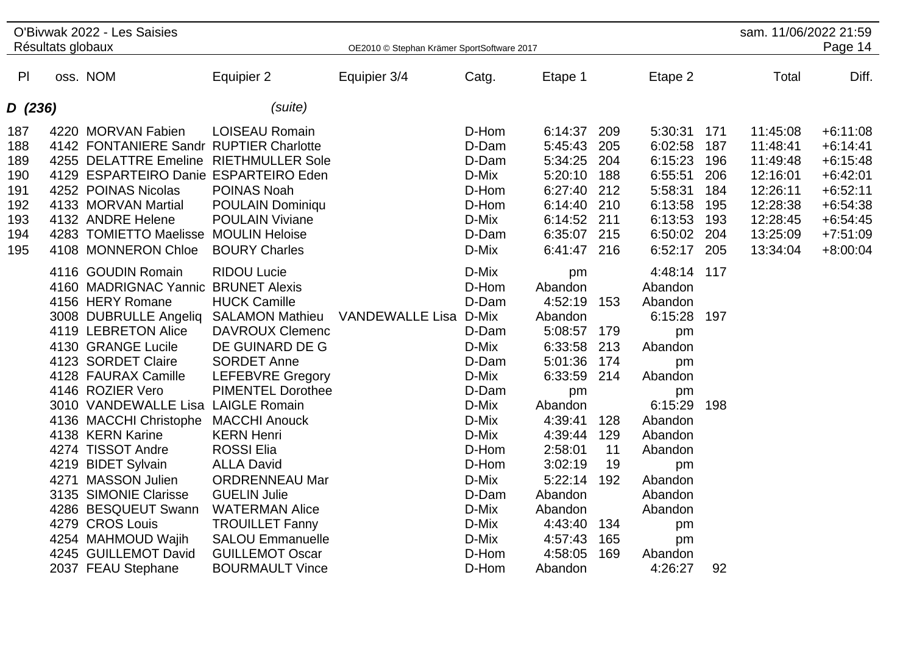O'Bivwak 2022 - Les Saisies
Résultats globaux

OE2010 © Stephan Krämer SportSoftware 2017

| Pl | oss. | NOM | Equipier 2 | Equipier 3/4 | Catg. | Etape 1 | | Etape 2 | | Total | Diff. |
|---|---|---|---|---|---|---|---|---|---|---|---|
| ***D (236)*** | | | *(suite)* | | | | | | | | |
| 187 | 4220 | MORVAN Fabien | LOISEAU Romain | | D-Hom | 6:14:37 | 209 | 5:30:31 | 171 | 11:45:08 | +6:11:08 |
| 188 | 4142 | FONTANIERE Sandr | RUPTIER Charlotte | | D-Dam | 5:45:43 | 205 | 6:02:58 | 187 | 11:48:41 | +6:14:41 |
| 189 | 4255 | DELATTRE Emeline | RIETHMULLER Sole | | D-Dam | 5:34:25 | 204 | 6:15:23 | 196 | 11:49:48 | +6:15:48 |
| 190 | 4129 | ESPARTEIRO Danie | ESPARTEIRO Eden | | D-Mix | 5:20:10 | 188 | 6:55:51 | 206 | 12:16:01 | +6:42:01 |
| 191 | 4252 | POINAS Nicolas | POINAS Noah | | D-Hom | 6:27:40 | 212 | 5:58:31 | 184 | 12:26:11 | +6:52:11 |
| 192 | 4133 | MORVAN Martial | POULAIN Dominiqu | | D-Hom | 6:14:40 | 210 | 6:13:58 | 195 | 12:28:38 | +6:54:38 |
| 193 | 4132 | ANDRE Helene | POULAIN Viviane | | D-Mix | 6:14:52 | 211 | 6:13:53 | 193 | 12:28:45 | +6:54:45 |
| 194 | 4283 | TOMIETTO Maelisse | MOULIN Heloise | | D-Dam | 6:35:07 | 215 | 6:50:02 | 204 | 13:25:09 | +7:51:09 |
| 195 | 4108 | MONNERON Chloe | BOURY Charles | | D-Mix | 6:41:47 | 216 | 6:52:17 | 205 | 13:34:04 | +8:00:04 |
| | 4116 | GOUDIN Romain | RIDOU Lucie | | D-Mix | pm | | 4:48:14 | 117 | | |
| | 4160 | MADRIGNAC Yannic | BRUNET Alexis | | D-Hom | Abandon | | Abandon | | | |
| | 4156 | HERY Romane | HUCK Camille | | D-Dam | 4:52:19 | 153 | Abandon | | | |
| | 3008 | DUBRULLE Angeliq | SALAMON Mathieu | VANDEWALLE Lisa | D-Mix | Abandon | | 6:15:28 | 197 | | |
| | 4119 | LEBRETON Alice | DAVROUX Clemenc | | D-Dam | 5:08:57 | 179 | pm | | | |
| | 4130 | GRANGE Lucile | DE GUINARD DE G | | D-Mix | 6:33:58 | 213 | Abandon | | | |
| | 4123 | SORDET Claire | SORDET Anne | | D-Dam | 5:01:36 | 174 | pm | | | |
| | 4128 | FAURAX Camille | LEFEBVRE Gregory | | D-Mix | 6:33:59 | 214 | Abandon | | | |
| | 4146 | ROZIER Vero | PIMENTEL Dorothee | | D-Dam | pm | | pm | | | |
| | 3010 | VANDEWALLE Lisa | LAIGLE Romain | | D-Mix | Abandon | | 6:15:29 | 198 | | |
| | 4136 | MACCHI Christophe | MACCHI Anouck | | D-Mix | 4:39:41 | 128 | Abandon | | | |
| | 4138 | KERN Karine | KERN Henri | | D-Mix | 4:39:44 | 129 | Abandon | | | |
| | 4274 | TISSOT Andre | ROSSI Elia | | D-Hom | 2:58:01 | 11 | Abandon | | | |
| | 4219 | BIDET Sylvain | ALLA David | | D-Hom | 3:02:19 | 19 | pm | | | |
| | 4271 | MASSON Julien | ORDRENNEAU Mar | | D-Mix | 5:22:14 | 192 | Abandon | | | |
| | 3135 | SIMONIE Clarisse | GUELIN Julie | | D-Dam | Abandon | | Abandon | | | |
| | 4286 | BESQUEUT Swann | WATERMAN Alice | | D-Mix | Abandon | | Abandon | | | |
| | 4279 | CROS Louis | TROUILLET Fanny | | D-Mix | 4:43:40 | 134 | pm | | | |
| | 4254 | MAHMOUD Wajih | SALOU Emmanuelle | | D-Mix | 4:57:43 | 165 | pm | | | |
| | 4245 | GUILLEMOT David | GUILLEMOT Oscar | | D-Hom | 4:58:05 | 169 | Abandon | | | |
| | 2037 | FEAU Stephane | BOURMAULT Vince | | D-Hom | Abandon | | 4:26:27 | 92 | | |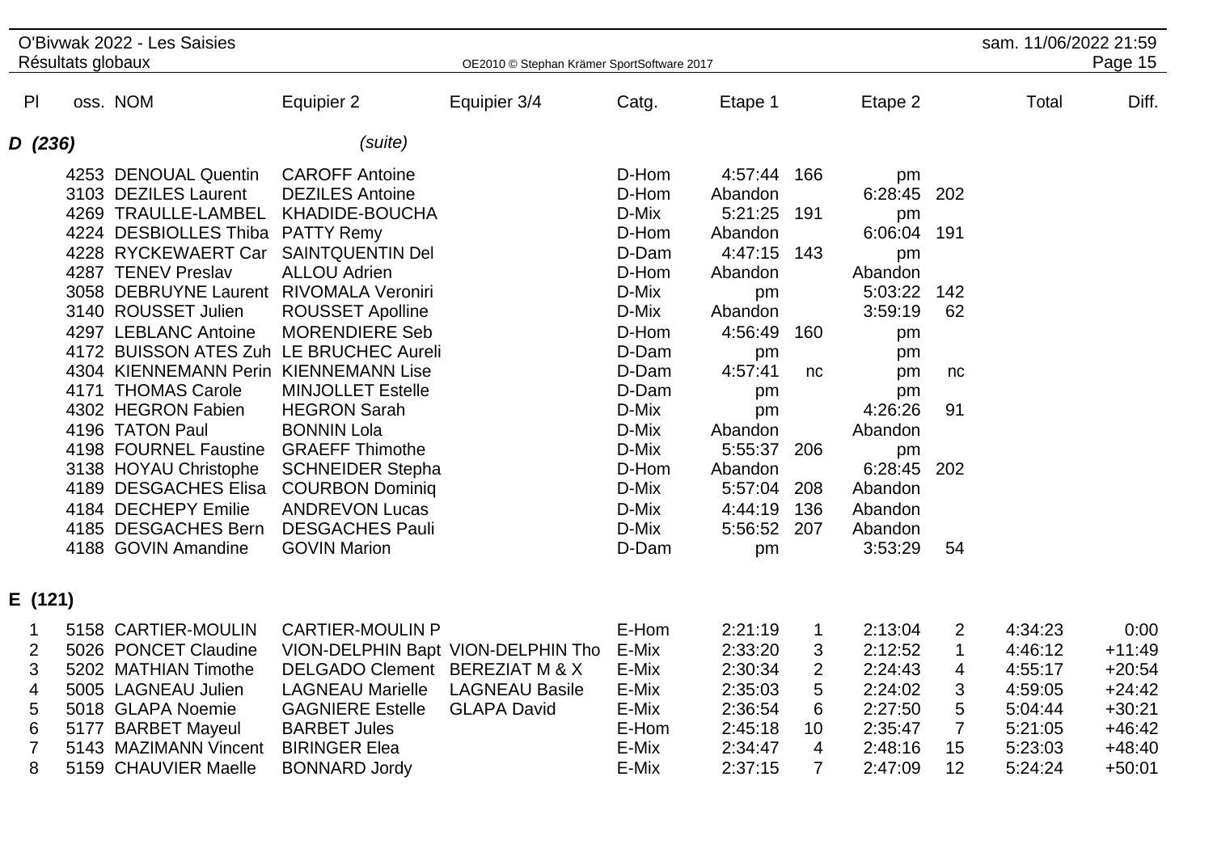O'Bivwak 2022 - Les Saisies

Résultats globaux

| Pl | oss. | NOM | Equipier 2 | Equipier 3/4 | Catg. | Etape 1 | | Etape 2 | | Total | Diff. |
|---|---|---|---|---|---|---|---|---|---|---|---|
| **D (236)** | | | *(suite)* | | | | | | | | |
| | 4253 | DENOUAL Quentin | CAROFF Antoine | | D-Hom | 4:57:44 | 166 | pm | | | |
| | 3103 | DEZILES Laurent | DEZILES Antoine | | D-Hom | Abandon | | 6:28:45 | 202 | | |
| | 4269 | TRAULLE-LAMBEL | KHADIDE-BOUCHA | | D-Mix | 5:21:25 | 191 | pm | | | |
| | 4224 | DESBIOLLES Thiba | PATTY Remy | | D-Hom | Abandon | | 6:06:04 | 191 | | |
| | 4228 | RYCKEWAERT Car | SAINTQUENTIN Del | | D-Dam | 4:47:15 | 143 | pm | | | |
| | 4287 | TENEV Preslav | ALLOU Adrien | | D-Hom | Abandon | | Abandon | | | |
| | 3058 | DEBRUYNE Laurent | RIVOMALA Veroniri | | D-Mix | pm | | 5:03:22 | 142 | | |
| | 3140 | ROUSSET Julien | ROUSSET Apolline | | D-Mix | Abandon | | 3:59:19 | 62 | | |
| | 4297 | LEBLANC Antoine | MORENDIERE Seb | | D-Hom | 4:56:49 | 160 | pm | | | |
| | 4172 | BUISSON ATES Zuh | LE BRUCHEC Aureli | | D-Dam | pm | | pm | | | |
| | 4304 | KIENNEMANN Perin | KIENNEMANN Lise | | D-Dam | 4:57:41 | nc | pm | nc | | |
| | 4171 | THOMAS Carole | MINJOLLET Estelle | | D-Dam | pm | | pm | | | |
| | 4302 | HEGRON Fabien | HEGRON Sarah | | D-Mix | pm | | 4:26:26 | 91 | | |
| | 4196 | TATON Paul | BONNIN Lola | | D-Mix | Abandon | | Abandon | | | |
| | 4198 | FOURNEL Faustine | GRAEFF Thimothe | | D-Mix | 5:55:37 | 206 | pm | | | |
| | 3138 | HOYAU Christophe | SCHNEIDER Stepha | | D-Hom | Abandon | | 6:28:45 | 202 | | |
| | 4189 | DESGACHES Elisa | COURBON Dominiq | | D-Mix | 5:57:04 | 208 | Abandon | | | |
| | 4184 | DECHEPY Emilie | ANDREVON Lucas | | D-Mix | 4:44:19 | 136 | Abandon | | | |
| | 4185 | DESGACHES Bern | DESGACHES Pauli | | D-Mix | 5:56:52 | 207 | Abandon | | | |
| | 4188 | GOVIN Amandine | GOVIN Marion | | D-Dam | pm | | 3:53:29 | 54 | | |
| **E (121)** | | | | | | | | | | | |
| 1 | 5158 | CARTIER-MOULIN | CARTIER-MOULIN P | | E-Hom | 2:21:19 | 1 | 2:13:04 | 2 | 4:34:23 | 0:00 |
| 2 | 5026 | PONCET Claudine | VION-DELPHIN Bapt | VION-DELPHIN Tho | E-Mix | 2:33:20 | 3 | 2:12:52 | 1 | 4:46:12 | +11:49 |
| 3 | 5202 | MATHIAN Timothe | DELGADO Clement | BEREZIAT M & X | E-Mix | 2:30:34 | 2 | 2:24:43 | 4 | 4:55:17 | +20:54 |
| 4 | 5005 | LAGNEAU Julien | LAGNEAU Marielle | LAGNEAU Basile | E-Mix | 2:35:03 | 5 | 2:24:02 | 3 | 4:59:05 | +24:42 |
| 5 | 5018 | GLAPA Noemie | GAGNIERE Estelle | GLAPA David | E-Mix | 2:36:54 | 6 | 2:27:50 | 5 | 5:04:44 | +30:21 |
| 6 | 5177 | BARBET Mayeul | BARBET Jules | | E-Hom | 2:45:18 | 10 | 2:35:47 | 7 | 5:21:05 | +46:42 |
| 7 | 5143 | MAZIMANN Vincent | BIRINGER Elea | | E-Mix | 2:34:47 | 4 | 2:48:16 | 15 | 5:23:03 | +48:40 |
| 8 | 5159 | CHAUVIER Maelle | BONNARD Jordy | | E-Mix | 2:37:15 | 7 | 2:47:09 | 12 | 5:24:24 | +50:01 |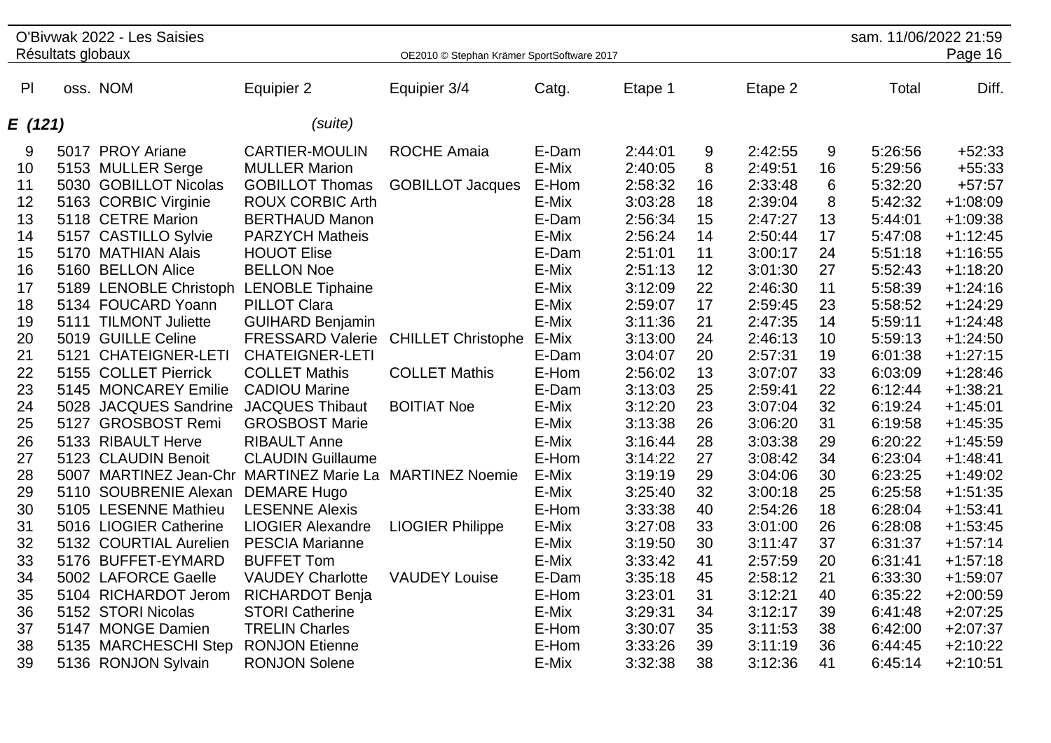# O'Bivwak 2022 - Les Saisies

Résultats globaux

| Pl | oss. | NOM | Equipier 2 | Equipier 3/4 | Catg. | Etape 1 | | Etape 2 | | Total | Diff. |
|---|---|---|---|---|---|---|---|---|---|---|---|
| ***E (121)*** | | | *(suite)* | | | | | | | | |
| 9 | 5017 | PROY Ariane | CARTIER-MOULIN | ROCHE Amaia | E-Dam | 2:44:01 | 9 | 2:42:55 | 9 | 5:26:56 | +52:33 |
| 10 | 5153 | MULLER Serge | MULLER Marion | | E-Mix | 2:40:05 | 8 | 2:49:51 | 16 | 5:29:56 | +55:33 |
| 11 | 5030 | GOBILLOT Nicolas | GOBILLOT Thomas | GOBILLOT Jacques | E-Hom | 2:58:32 | 16 | 2:33:48 | 6 | 5:32:20 | +57:57 |
| 12 | 5163 | CORBIC Virginie | ROUX CORBIC Arth | | E-Mix | 3:03:28 | 18 | 2:39:04 | 8 | 5:42:32 | +1:08:09 |
| 13 | 5118 | CETRE Marion | BERTHAUD Manon | | E-Dam | 2:56:34 | 15 | 2:47:27 | 13 | 5:44:01 | +1:09:38 |
| 14 | 5157 | CASTILLO Sylvie | PARZYCH Matheis | | E-Mix | 2:56:24 | 14 | 2:50:44 | 17 | 5:47:08 | +1:12:45 |
| 15 | 5170 | MATHIAN Alais | HOUOT Elise | | E-Dam | 2:51:01 | 11 | 3:00:17 | 24 | 5:51:18 | +1:16:55 |
| 16 | 5160 | BELLON Alice | BELLON Noe | | E-Mix | 2:51:13 | 12 | 3:01:30 | 27 | 5:52:43 | +1:18:20 |
| 17 | 5189 | LENOBLE Christoph | LENOBLE Tiphaine | | E-Mix | 3:12:09 | 22 | 2:46:30 | 11 | 5:58:39 | +1:24:16 |
| 18 | 5134 | FOUCARD Yoann | PILLOT Clara | | E-Mix | 2:59:07 | 17 | 2:59:45 | 23 | 5:58:52 | +1:24:29 |
| 19 | 5111 | TILMONT Juliette | GUIHARD Benjamin | | E-Mix | 3:11:36 | 21 | 2:47:35 | 14 | 5:59:11 | +1:24:48 |
| 20 | 5019 | GUILLE Celine | FRESSARD Valerie | CHILLET Christophe | E-Mix | 3:13:00 | 24 | 2:46:13 | 10 | 5:59:13 | +1:24:50 |
| 21 | 5121 | CHATEIGNER-LETI | CHATEIGNER-LETI | | E-Dam | 3:04:07 | 20 | 2:57:31 | 19 | 6:01:38 | +1:27:15 |
| 22 | 5155 | COLLET Pierrick | COLLET Mathis | COLLET Mathis | E-Hom | 2:56:02 | 13 | 3:07:07 | 33 | 6:03:09 | +1:28:46 |
| 23 | 5145 | MONCAREY Emilie | CADIOU Marine | | E-Dam | 3:13:03 | 25 | 2:59:41 | 22 | 6:12:44 | +1:38:21 |
| 24 | 5028 | JACQUES Sandrine | JACQUES Thibaut | BOITIAT Noe | E-Mix | 3:12:20 | 23 | 3:07:04 | 32 | 6:19:24 | +1:45:01 |
| 25 | 5127 | GROSBOST Remi | GROSBOST Marie | | E-Mix | 3:13:38 | 26 | 3:06:20 | 31 | 6:19:58 | +1:45:35 |
| 26 | 5133 | RIBAULT Herve | RIBAULT Anne | | E-Mix | 3:16:44 | 28 | 3:03:38 | 29 | 6:20:22 | +1:45:59 |
| 27 | 5123 | CLAUDIN Benoit | CLAUDIN Guillaume | | E-Hom | 3:14:22 | 27 | 3:08:42 | 34 | 6:23:04 | +1:48:41 |
| 28 | 5007 | MARTINEZ Jean-Chr | MARTINEZ Marie La | MARTINEZ Noemie | E-Mix | 3:19:19 | 29 | 3:04:06 | 30 | 6:23:25 | +1:49:02 |
| 29 | 5110 | SOUBRENIE Alexan | DEMARE Hugo | | E-Mix | 3:25:40 | 32 | 3:00:18 | 25 | 6:25:58 | +1:51:35 |
| 30 | 5105 | LESENNE Mathieu | LESENNE Alexis | | E-Hom | 3:33:38 | 40 | 2:54:26 | 18 | 6:28:04 | +1:53:41 |
| 31 | 5016 | LIOGIER Catherine | LIOGIER Alexandre | LIOGIER Philippe | E-Mix | 3:27:08 | 33 | 3:01:00 | 26 | 6:28:08 | +1:53:45 |
| 32 | 5132 | COURTIAL Aurelien | PESCIA Marianne | | E-Mix | 3:19:50 | 30 | 3:11:47 | 37 | 6:31:37 | +1:57:14 |
| 33 | 5176 | BUFFET-EYMARD | BUFFET Tom | | E-Mix | 3:33:42 | 41 | 2:57:59 | 20 | 6:31:41 | +1:57:18 |
| 34 | 5002 | LAFORCE Gaelle | VAUDEY Charlotte | VAUDEY Louise | E-Dam | 3:35:18 | 45 | 2:58:12 | 21 | 6:33:30 | +1:59:07 |
| 35 | 5104 | RICHARDOT Jerom | RICHARDOT Benja | | E-Hom | 3:23:01 | 31 | 3:12:21 | 40 | 6:35:22 | +2:00:59 |
| 36 | 5152 | STORI Nicolas | STORI Catherine | | E-Mix | 3:29:31 | 34 | 3:12:17 | 39 | 6:41:48 | +2:07:25 |
| 37 | 5147 | MONGE Damien | TRELIN Charles | | E-Hom | 3:30:07 | 35 | 3:11:53 | 38 | 6:42:00 | +2:07:37 |
| 38 | 5135 | MARCHESCHI Step | RONJON Etienne | | E-Hom | 3:33:26 | 39 | 3:11:19 | 36 | 6:44:45 | +2:10:22 |
| 39 | 5136 | RONJON Sylvain | RONJON Solene | | E-Mix | 3:32:38 | 38 | 3:12:36 | 41 | 6:45:14 | +2:10:51 |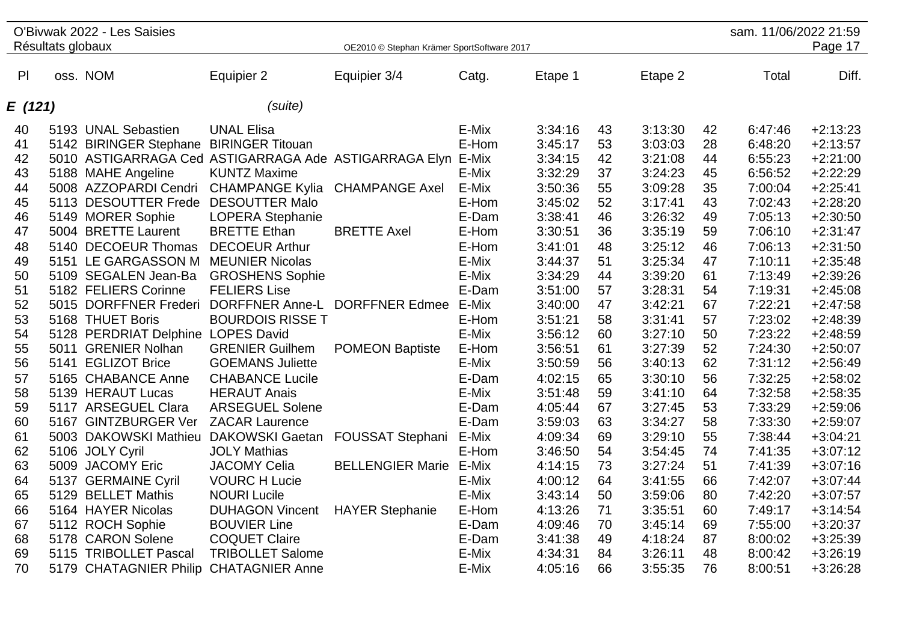## E (121) *(suite)*

| Pl | oss. | NOM | Equipier 2 | Equipier 3/4 | Catg. | Etape 1 | | Etape 2 | | Total | Diff. |
|---|---|---|---|---|---|---|---|---|---|---|---|
| 40 | 5193 | UNAL Sebastien | UNAL Elisa | | E-Mix | 3:34:16 | 43 | 3:13:30 | 42 | 6:47:46 | +2:13:23 |
| 41 | 5142 | BIRINGER Stephane | BIRINGER Titouan | | E-Hom | 3:45:17 | 53 | 3:03:03 | 28 | 6:48:20 | +2:13:57 |
| 42 | 5010 | ASTIGARRAGA Ced | ASTIGARRAGA Ade | ASTIGARRAGA Elyn | E-Mix | 3:34:15 | 42 | 3:21:08 | 44 | 6:55:23 | +2:21:00 |
| 43 | 5188 | MAHE Angeline | KUNTZ Maxime | | E-Mix | 3:32:29 | 37 | 3:24:23 | 45 | 6:56:52 | +2:22:29 |
| 44 | 5008 | AZZOPARDI Cendri | CHAMPANGE Kylia | CHAMPANGE Axel | E-Mix | 3:50:36 | 55 | 3:09:28 | 35 | 7:00:04 | +2:25:41 |
| 45 | 5113 | DESOUTTER Frede | DESOUTTER Malo | | E-Hom | 3:45:02 | 52 | 3:17:41 | 43 | 7:02:43 | +2:28:20 |
| 46 | 5149 | MORER Sophie | LOPERA Stephanie | | E-Dam | 3:38:41 | 46 | 3:26:32 | 49 | 7:05:13 | +2:30:50 |
| 47 | 5004 | BRETTE Laurent | BRETTE Ethan | BRETTE Axel | E-Hom | 3:30:51 | 36 | 3:35:19 | 59 | 7:06:10 | +2:31:47 |
| 48 | 5140 | DECOEUR Thomas | DECOEUR Arthur | | E-Hom | 3:41:01 | 48 | 3:25:12 | 46 | 7:06:13 | +2:31:50 |
| 49 | 5151 | LE GARGASSON M | MEUNIER Nicolas | | E-Mix | 3:44:37 | 51 | 3:25:34 | 47 | 7:10:11 | +2:35:48 |
| 50 | 5109 | SEGALEN Jean-Ba | GROSHENS Sophie | | E-Mix | 3:34:29 | 44 | 3:39:20 | 61 | 7:13:49 | +2:39:26 |
| 51 | 5182 | FELIERS Corinne | FELIERS Lise | | E-Dam | 3:51:00 | 57 | 3:28:31 | 54 | 7:19:31 | +2:45:08 |
| 52 | 5015 | DORFFNER Frederi | DORFFNER Anne-L | DORFFNER Edmee | E-Mix | 3:40:00 | 47 | 3:42:21 | 67 | 7:22:21 | +2:47:58 |
| 53 | 5168 | THUET Boris | BOURDOIS RISSE T | | E-Hom | 3:51:21 | 58 | 3:31:41 | 57 | 7:23:02 | +2:48:39 |
| 54 | 5128 | PERDRIAT Delphine | LOPES David | | E-Mix | 3:56:12 | 60 | 3:27:10 | 50 | 7:23:22 | +2:48:59 |
| 55 | 5011 | GRENIER Nolhan | GRENIER Guilhem | POMEON Baptiste | E-Hom | 3:56:51 | 61 | 3:27:39 | 52 | 7:24:30 | +2:50:07 |
| 56 | 5141 | EGLIZOT Brice | GOEMANS Juliette | | E-Mix | 3:50:59 | 56 | 3:40:13 | 62 | 7:31:12 | +2:56:49 |
| 57 | 5165 | CHABANCE Anne | CHABANCE Lucile | | E-Dam | 4:02:15 | 65 | 3:30:10 | 56 | 7:32:25 | +2:58:02 |
| 58 | 5139 | HERAUT Lucas | HERAUT Anais | | E-Mix | 3:51:48 | 59 | 3:41:10 | 64 | 7:32:58 | +2:58:35 |
| 59 | 5117 | ARSEGUEL Clara | ARSEGUEL Solene | | E-Dam | 4:05:44 | 67 | 3:27:45 | 53 | 7:33:29 | +2:59:06 |
| 60 | 5167 | GINTZBURGER Ver | ZACAR Laurence | | E-Dam | 3:59:03 | 63 | 3:34:27 | 58 | 7:33:30 | +2:59:07 |
| 61 | 5003 | DAKOWSKI Mathieu | DAKOWSKI Gaetan | FOUSSAT Stephani | E-Mix | 4:09:34 | 69 | 3:29:10 | 55 | 7:38:44 | +3:04:21 |
| 62 | 5106 | JOLY Cyril | JOLY Mathias | | E-Hom | 3:46:50 | 54 | 3:54:45 | 74 | 7:41:35 | +3:07:12 |
| 63 | 5009 | JACOMY Eric | JACOMY Celia | BELLENGIER Marie | E-Mix | 4:14:15 | 73 | 3:27:24 | 51 | 7:41:39 | +3:07:16 |
| 64 | 5137 | GERMAINE Cyril | VOURC H Lucie | | E-Mix | 4:00:12 | 64 | 3:41:55 | 66 | 7:42:07 | +3:07:44 |
| 65 | 5129 | BELLET Mathis | NOURI Lucile | | E-Mix | 3:43:14 | 50 | 3:59:06 | 80 | 7:42:20 | +3:07:57 |
| 66 | 5164 | HAYER Nicolas | DUHAGON Vincent | HAYER Stephanie | E-Hom | 4:13:26 | 71 | 3:35:51 | 60 | 7:49:17 | +3:14:54 |
| 67 | 5112 | ROCH Sophie | BOUVIER Line | | E-Dam | 4:09:46 | 70 | 3:45:14 | 69 | 7:55:00 | +3:20:37 |
| 68 | 5178 | CARON Solene | COQUET Claire | | E-Dam | 3:41:38 | 49 | 4:18:24 | 87 | 8:00:02 | +3:25:39 |
| 69 | 5115 | TRIBOLLET Pascal | TRIBOLLET Salome | | E-Mix | 4:34:31 | 84 | 3:26:11 | 48 | 8:00:42 | +3:26:19 |
| 70 | 5179 | CHATAGNIER Philip | CHATAGNIER Anne | | E-Mix | 4:05:16 | 66 | 3:55:35 | 76 | 8:00:51 | +3:26:28 |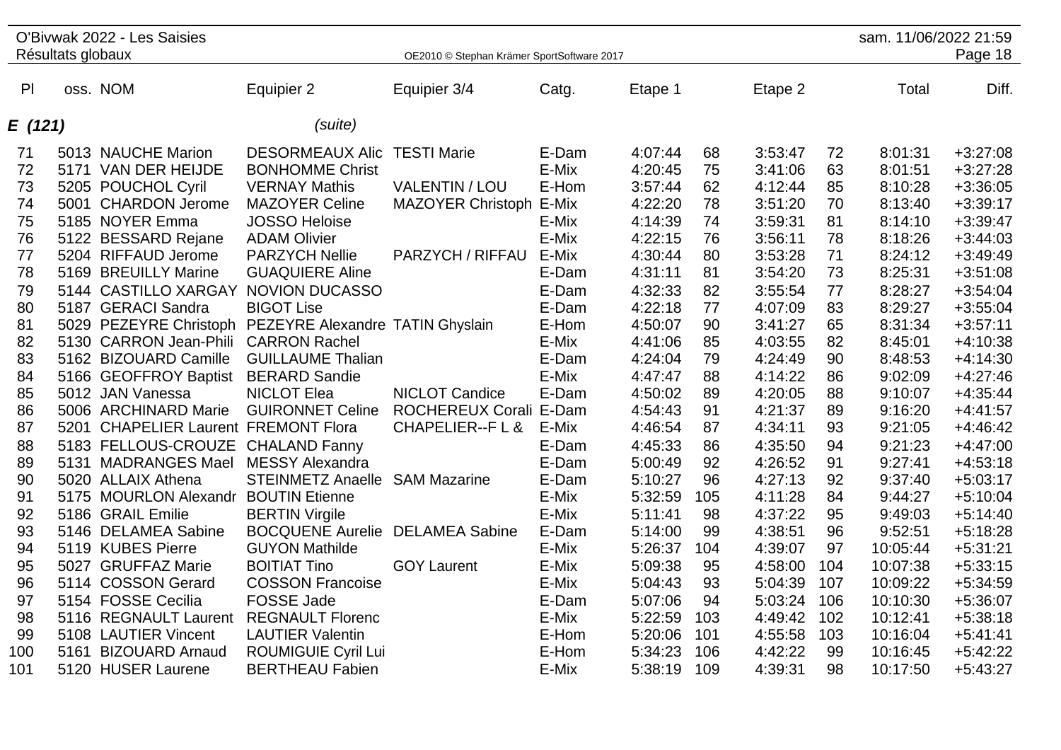O'Bivwak 2022 - Les Saisies
Résultats globaux

OE2010 © Stephan Krämer SportSoftware 2017

sam. 11/06/2022 21:59

| Pl | oss. | NOM | Equipier 2 | Equipier 3/4 | Catg. | Etape 1 | | Etape 2 | | Total | Diff. |
|---|---|---|---|---|---|---|---|---|---|---|---|
| ***E (121)*** | | | *(suite)* | | | | | | | | |
| 71 | 5013 | NAUCHE Marion | DESORMEAUX Alic | TESTI Marie | E-Dam | 4:07:44 | 68 | 3:53:47 | 72 | 8:01:31 | +3:27:08 |
| 72 | 5171 | VAN DER HEIJDE | BONHOMME Christ | | E-Mix | 4:20:45 | 75 | 3:41:06 | 63 | 8:01:51 | +3:27:28 |
| 73 | 5205 | POUCHOL Cyril | VERNAY Mathis | VALENTIN / LOU | E-Hom | 3:57:44 | 62 | 4:12:44 | 85 | 8:10:28 | +3:36:05 |
| 74 | 5001 | CHARDON Jerome | MAZOYER Celine | MAZOYER Christoph | E-Mix | 4:22:20 | 78 | 3:51:20 | 70 | 8:13:40 | +3:39:17 |
| 75 | 5185 | NOYER Emma | JOSSO Heloise | | E-Mix | 4:14:39 | 74 | 3:59:31 | 81 | 8:14:10 | +3:39:47 |
| 76 | 5122 | BESSARD Rejane | ADAM Olivier | | E-Mix | 4:22:15 | 76 | 3:56:11 | 78 | 8:18:26 | +3:44:03 |
| 77 | 5204 | RIFFAUD Jerome | PARZYCH Nellie | PARZYCH / RIFFAU | E-Mix | 4:30:44 | 80 | 3:53:28 | 71 | 8:24:12 | +3:49:49 |
| 78 | 5169 | BREUILLY Marine | GUAQUIERE Aline | | E-Dam | 4:31:11 | 81 | 3:54:20 | 73 | 8:25:31 | +3:51:08 |
| 79 | 5144 | CASTILLO XARGAY | NOVION DUCASSO | | E-Dam | 4:32:33 | 82 | 3:55:54 | 77 | 8:28:27 | +3:54:04 |
| 80 | 5187 | GERACI Sandra | BIGOT Lise | | E-Dam | 4:22:18 | 77 | 4:07:09 | 83 | 8:29:27 | +3:55:04 |
| 81 | 5029 | PEZEYRE Christoph | PEZEYRE Alexandre | TATIN Ghyslain | E-Hom | 4:50:07 | 90 | 3:41:27 | 65 | 8:31:34 | +3:57:11 |
| 82 | 5130 | CARRON Jean-Phili | CARRON Rachel | | E-Mix | 4:41:06 | 85 | 4:03:55 | 82 | 8:45:01 | +4:10:38 |
| 83 | 5162 | BIZOUARD Camille | GUILLAUME Thalian | | E-Dam | 4:24:04 | 79 | 4:24:49 | 90 | 8:48:53 | +4:14:30 |
| 84 | 5166 | GEOFFROY Baptist | BERARD Sandie | | E-Mix | 4:47:47 | 88 | 4:14:22 | 86 | 9:02:09 | +4:27:46 |
| 85 | 5012 | JAN Vanessa | NICLOT Elea | NICLOT Candice | E-Dam | 4:50:02 | 89 | 4:20:05 | 88 | 9:10:07 | +4:35:44 |
| 86 | 5006 | ARCHINARD Marie | GUIRONNET Celine | ROCHEREUX Corali | E-Dam | 4:54:43 | 91 | 4:21:37 | 89 | 9:16:20 | +4:41:57 |
| 87 | 5201 | CHAPELIER Laurent | FREMONT Flora | CHAPELIER--F L & | E-Mix | 4:46:54 | 87 | 4:34:11 | 93 | 9:21:05 | +4:46:42 |
| 88 | 5183 | FELLOUS-CROUZE | CHALAND Fanny | | E-Dam | 4:45:33 | 86 | 4:35:50 | 94 | 9:21:23 | +4:47:00 |
| 89 | 5131 | MADRANGES Mael | MESSY Alexandra | | E-Dam | 5:00:49 | 92 | 4:26:52 | 91 | 9:27:41 | +4:53:18 |
| 90 | 5020 | ALLAIX Athena | STEINMETZ Anaelle | SAM Mazarine | E-Dam | 5:10:27 | 96 | 4:27:13 | 92 | 9:37:40 | +5:03:17 |
| 91 | 5175 | MOURLON Alexandr | BOUTIN Etienne | | E-Mix | 5:32:59 | 105 | 4:11:28 | 84 | 9:44:27 | +5:10:04 |
| 92 | 5186 | GRAIL Emilie | BERTIN Virgile | | E-Mix | 5:11:41 | 98 | 4:37:22 | 95 | 9:49:03 | +5:14:40 |
| 93 | 5146 | DELAMEA Sabine | BOCQUENE Aurelie | DELAMEA Sabine | E-Dam | 5:14:00 | 99 | 4:38:51 | 96 | 9:52:51 | +5:18:28 |
| 94 | 5119 | KUBES Pierre | GUYON Mathilde | | E-Mix | 5:26:37 | 104 | 4:39:07 | 97 | 10:05:44 | +5:31:21 |
| 95 | 5027 | GRUFFAZ Marie | BOITIAT Tino | GOY Laurent | E-Mix | 5:09:38 | 95 | 4:58:00 | 104 | 10:07:38 | +5:33:15 |
| 96 | 5114 | COSSON Gerard | COSSON Francoise | | E-Mix | 5:04:43 | 93 | 5:04:39 | 107 | 10:09:22 | +5:34:59 |
| 97 | 5154 | FOSSE Cecilia | FOSSE Jade | | E-Dam | 5:07:06 | 94 | 5:03:24 | 106 | 10:10:30 | +5:36:07 |
| 98 | 5116 | REGNAULT Laurent | REGNAULT Florenc | | E-Mix | 5:22:59 | 103 | 4:49:42 | 102 | 10:12:41 | +5:38:18 |
| 99 | 5108 | LAUTIER Vincent | LAUTIER Valentin | | E-Hom | 5:20:06 | 101 | 4:55:58 | 103 | 10:16:04 | +5:41:41 |
| 100 | 5161 | BIZOUARD Arnaud | ROUMIGUIE Cyril Lui | | E-Hom | 5:34:23 | 106 | 4:42:22 | 99 | 10:16:45 | +5:42:22 |
| 101 | 5120 | HUSER Laurene | BERTHEAU Fabien | | E-Mix | 5:38:19 | 109 | 4:39:31 | 98 | 10:17:50 | +5:43:27 |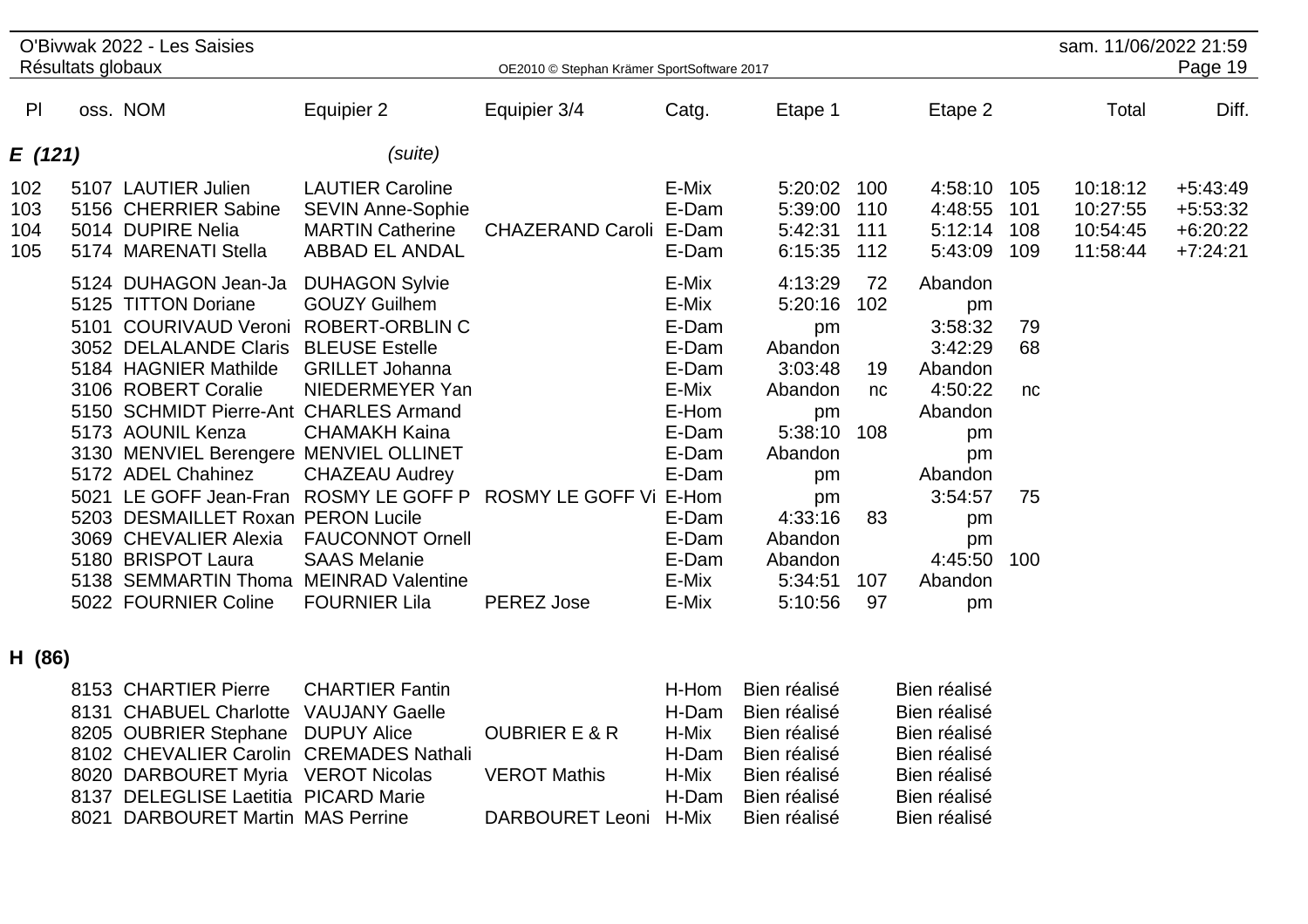# O'Bivwak 2022 - Les Saisies

Résultats globaux

| Pl | oss. | NOM | Equipier 2 | Equipier 3/4 | Catg. | Etape 1 | | Etape 2 | | Total | Diff. |
|---|---|---|---|---|---|---|---|---|---|---|---|
| **E (121)** | | | *(suite)* | | | | | | | | |
| 102 | 5107 | LAUTIER Julien | LAUTIER Caroline | | E-Mix | 5:20:02 | 100 | 4:58:10 | 105 | 10:18:12 | +5:43:49 |
| 103 | 5156 | CHERRIER Sabine | SEVIN Anne-Sophie | | E-Dam | 5:39:00 | 110 | 4:48:55 | 101 | 10:27:55 | +5:53:32 |
| 104 | 5014 | DUPIRE Nelia | MARTIN Catherine | CHAZERAND Caroli | E-Dam | 5:42:31 | 111 | 5:12:14 | 108 | 10:54:45 | +6:20:22 |
| 105 | 5174 | MARENATI Stella | ABBAD EL ANDAL | | E-Dam | 6:15:35 | 112 | 5:43:09 | 109 | 11:58:44 | +7:24:21 |
| | 5124 | DUHAGON Jean-Ja | DUHAGON Sylvie | | E-Mix | 4:13:29 | 72 | Abandon | | | |
| | 5125 | TITTON Doriane | GOUZY Guilhem | | E-Mix | 5:20:16 | 102 | pm | | | |
| | 5101 | COURIVAUD Veroni | ROBERT-ORBLIN C | | E-Dam | pm | | 3:58:32 | 79 | | |
| | 3052 | DELALANDE Claris | BLEUSE Estelle | | E-Dam | Abandon | | 3:42:29 | 68 | | |
| | 5184 | HAGNIER Mathilde | GRILLET Johanna | | E-Dam | 3:03:48 | 19 | Abandon | | | |
| | 3106 | ROBERT Coralie | NIEDERMEYER Yan | | E-Mix | Abandon | nc | 4:50:22 | nc | | |
| | 5150 | SCHMIDT Pierre-Ant | CHARLES Armand | | E-Hom | pm | | Abandon | | | |
| | 5173 | AOUNIL Kenza | CHAMAKH Kaina | | E-Dam | 5:38:10 | 108 | pm | | | |
| | 3130 | MENVIEL Berengere | MENVIEL OLLINET | | E-Dam | Abandon | | pm | | | |
| | 5172 | ADEL Chahinez | CHAZEAU Audrey | | E-Dam | pm | | Abandon | | | |
| | 5021 | LE GOFF Jean-Fran | ROSMY LE GOFF P | ROSMY LE GOFF Vi | E-Hom | pm | | 3:54:57 | 75 | | |
| | 5203 | DESMAILLET Roxan | PERON Lucile | | E-Dam | 4:33:16 | 83 | pm | | | |
| | 3069 | CHEVALIER Alexia | FAUCONNOT Ornell | | E-Dam | Abandon | | pm | | | |
| | 5180 | BRISPOT Laura | SAAS Melanie | | E-Dam | Abandon | | 4:45:50 | 100 | | |
| | 5138 | SEMMARTIN Thoma | MEINRAD Valentine | | E-Mix | 5:34:51 | 107 | Abandon | | | |
| | 5022 | FOURNIER Coline | FOURNIER Lila | PEREZ Jose | E-Mix | 5:10:56 | 97 | pm | | | |
| **H (86)** | | | | | | | | | | | |
| | 8153 | CHARTIER Pierre | CHARTIER Fantin | | H-Hom | Bien réalisé | | Bien réalisé | | | |
| | 8131 | CHABUEL Charlotte | VAUJANY Gaelle | | H-Dam | Bien réalisé | | Bien réalisé | | | |
| | 8205 | OUBRIER Stephane | DUPUY Alice | OUBRIER E & R | H-Mix | Bien réalisé | | Bien réalisé | | | |
| | 8102 | CHEVALIER Carolin | CREMADES Nathali | | H-Dam | Bien réalisé | | Bien réalisé | | | |
| | 8020 | DARBOURET Myria | VEROT Nicolas | VEROT Mathis | H-Mix | Bien réalisé | | Bien réalisé | | | |
| | 8137 | DELEGLISE Laetitia | PICARD Marie | | H-Dam | Bien réalisé | | Bien réalisé | | | |
| | 8021 | DARBOURET Martin | MAS Perrine | DARBOURET Leoni | H-Mix | Bien réalisé | | Bien réalisé | | | |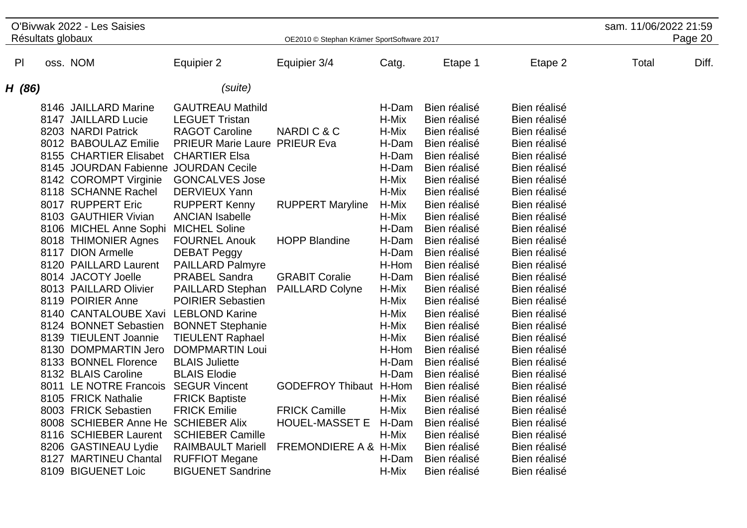| Pl | oss. NOM | Equipier 2 | Equipier 3/4 | Catg. | Etape 1 | Etape 2 | Total | Diff. |
|---|---|---|---|---|---|---|---|---|
| ***H (86)*** | | *(suite)* | | | | | | |
| | 8146 JAILLARD Marine | GAUTREAU Mathild | | H-Dam | Bien réalisé | Bien réalisé | | |
| | 8147 JAILLARD Lucie | LEGUET Tristan | | H-Mix | Bien réalisé | Bien réalisé | | |
| | 8203 NARDI Patrick | RAGOT Caroline | NARDI C & C | H-Mix | Bien réalisé | Bien réalisé | | |
| | 8012 BABOULAZ Emilie | PRIEUR Marie Laure | PRIEUR Eva | H-Dam | Bien réalisé | Bien réalisé | | |
| | 8155 CHARTIER Elisabet | CHARTIER Elsa | | H-Dam | Bien réalisé | Bien réalisé | | |
| | 8145 JOURDAN Fabienne | JOURDAN Cecile | | H-Dam | Bien réalisé | Bien réalisé | | |
| | 8142 COROMPT Virginie | GONCALVES Jose | | H-Mix | Bien réalisé | Bien réalisé | | |
| | 8118 SCHANNE Rachel | DERVIEUX Yann | | H-Mix | Bien réalisé | Bien réalisé | | |
| | 8017 RUPPERT Eric | RUPPERT Kenny | RUPPERT Maryline | H-Mix | Bien réalisé | Bien réalisé | | |
| | 8103 GAUTHIER Vivian | ANCIAN Isabelle | | H-Mix | Bien réalisé | Bien réalisé | | |
| | 8106 MICHEL Anne Sophi | MICHEL Soline | | H-Dam | Bien réalisé | Bien réalisé | | |
| | 8018 THIMONIER Agnes | FOURNEL Anouk | HOPP Blandine | H-Dam | Bien réalisé | Bien réalisé | | |
| | 8117 DION Armelle | DEBAT Peggy | | H-Dam | Bien réalisé | Bien réalisé | | |
| | 8120 PAILLARD Laurent | PAILLARD Palmyre | | H-Hom | Bien réalisé | Bien réalisé | | |
| | 8014 JACOTY Joelle | PRABEL Sandra | GRABIT Coralie | H-Dam | Bien réalisé | Bien réalisé | | |
| | 8013 PAILLARD Olivier | PAILLARD Stephan | PAILLARD Colyne | H-Mix | Bien réalisé | Bien réalisé | | |
| | 8119 POIRIER Anne | POIRIER Sebastien | | H-Mix | Bien réalisé | Bien réalisé | | |
| | 8140 CANTALOUBE Xavi | LEBLOND Karine | | H-Mix | Bien réalisé | Bien réalisé | | |
| | 8124 BONNET Sebastien | BONNET Stephanie | | H-Mix | Bien réalisé | Bien réalisé | | |
| | 8139 TIEULENT Joannie | TIEULENT Raphael | | H-Mix | Bien réalisé | Bien réalisé | | |
| | 8130 DOMPMARTIN Jero | DOMPMARTIN Loui | | H-Hom | Bien réalisé | Bien réalisé | | |
| | 8133 BONNEL Florence | BLAIS Juliette | | H-Dam | Bien réalisé | Bien réalisé | | |
| | 8132 BLAIS Caroline | BLAIS Elodie | | H-Dam | Bien réalisé | Bien réalisé | | |
| | 8011 LE NOTRE Francois | SEGUR Vincent | GODEFROY Thibaut | H-Hom | Bien réalisé | Bien réalisé | | |
| | 8105 FRICK Nathalie | FRICK Baptiste | | H-Mix | Bien réalisé | Bien réalisé | | |
| | 8003 FRICK Sebastien | FRICK Emilie | FRICK Camille | H-Mix | Bien réalisé | Bien réalisé | | |
| | 8008 SCHIEBER Anne He | SCHIEBER Alix | HOUEL-MASSET E | H-Dam | Bien réalisé | Bien réalisé | | |
| | 8116 SCHIEBER Laurent | SCHIEBER Camille | | H-Mix | Bien réalisé | Bien réalisé | | |
| | 8206 GASTINEAU Lydie | RAIMBAULT Mariell | FREMONDIERE A & | H-Mix | Bien réalisé | Bien réalisé | | |
| | 8127 MARTINEU Chantal | RUFFIOT Megane | | H-Dam | Bien réalisé | Bien réalisé | | |
| | 8109 BIGUENET Loic | BIGUENET Sandrine | | H-Mix | Bien réalisé | Bien réalisé | | |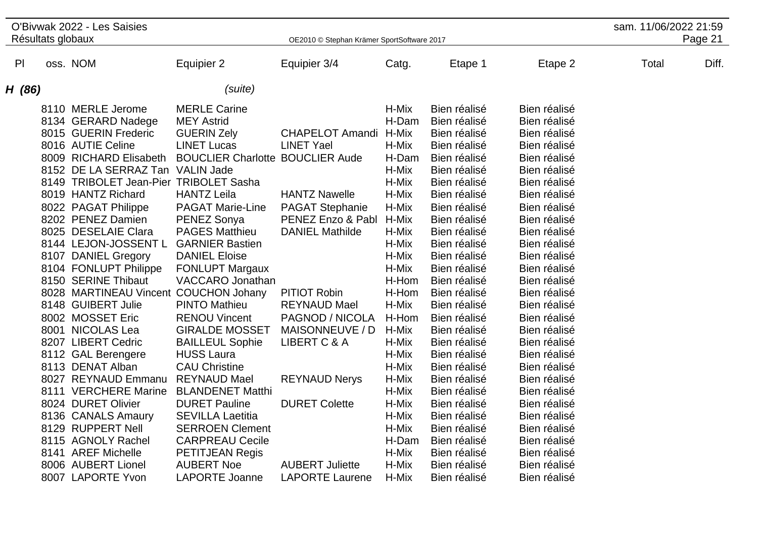| Pl | oss. | NOM | Equipier 2 | Equipier 3/4 | Catg. | Etape 1 | Etape 2 | Total | Diff. |
|---|---|---|---|---|---|---|---|---|---|
| ***H (86)*** | | | *(suite)* | | | | | | |
| | 8110 | MERLE Jerome | MERLE Carine | | H-Mix | Bien réalisé | Bien réalisé | | |
| | 8134 | GERARD Nadege | MEY Astrid | | H-Dam | Bien réalisé | Bien réalisé | | |
| | 8015 | GUERIN Frederic | GUERIN Zely | CHAPELOT Amandi | H-Mix | Bien réalisé | Bien réalisé | | |
| | 8016 | AUTIE Celine | LINET Lucas | LINET Yael | H-Mix | Bien réalisé | Bien réalisé | | |
| | 8009 | RICHARD Elisabeth | BOUCLIER Charlotte | BOUCLIER Aude | H-Dam | Bien réalisé | Bien réalisé | | |
| | 8152 | DE LA SERRAZ Tan | VALIN Jade | | H-Mix | Bien réalisé | Bien réalisé | | |
| | 8149 | TRIBOLET Jean-Pier | TRIBOLET Sasha | | H-Mix | Bien réalisé | Bien réalisé | | |
| | 8019 | HANTZ Richard | HANTZ Leila | HANTZ Nawelle | H-Mix | Bien réalisé | Bien réalisé | | |
| | 8022 | PAGAT Philippe | PAGAT Marie-Line | PAGAT Stephanie | H-Mix | Bien réalisé | Bien réalisé | | |
| | 8202 | PENEZ Damien | PENEZ Sonya | PENEZ Enzo & Pabl | H-Mix | Bien réalisé | Bien réalisé | | |
| | 8025 | DESELAIE Clara | PAGES Matthieu | DANIEL Mathilde | H-Mix | Bien réalisé | Bien réalisé | | |
| | 8144 | LEJON-JOSSENT L | GARNIER Bastien | | H-Mix | Bien réalisé | Bien réalisé | | |
| | 8107 | DANIEL Gregory | DANIEL Eloise | | H-Mix | Bien réalisé | Bien réalisé | | |
| | 8104 | FONLUPT Philippe | FONLUPT Margaux | | H-Mix | Bien réalisé | Bien réalisé | | |
| | 8150 | SERINE Thibaut | VACCARO Jonathan | | H-Hom | Bien réalisé | Bien réalisé | | |
| | 8028 | MARTINEAU Vincent | COUCHON Johany | PITIOT Robin | H-Hom | Bien réalisé | Bien réalisé | | |
| | 8148 | GUIBERT Julie | PINTO Mathieu | REYNAUD Mael | H-Mix | Bien réalisé | Bien réalisé | | |
| | 8002 | MOSSET Eric | RENOU Vincent | PAGNOD / NICOLA | H-Hom | Bien réalisé | Bien réalisé | | |
| | 8001 | NICOLAS Lea | GIRALDE MOSSET | MAISONNEUVE / D | H-Mix | Bien réalisé | Bien réalisé | | |
| | 8207 | LIBERT Cedric | BAILLEUL Sophie | LIBERT C & A | H-Mix | Bien réalisé | Bien réalisé | | |
| | 8112 | GAL Berengere | HUSS Laura | | H-Mix | Bien réalisé | Bien réalisé | | |
| | 8113 | DENAT Alban | CAU Christine | | H-Mix | Bien réalisé | Bien réalisé | | |
| | 8027 | REYNAUD Emmanu | REYNAUD Mael | REYNAUD Nerys | H-Mix | Bien réalisé | Bien réalisé | | |
| | 8111 | VERCHERE Marine | BLANDENET Matthi | | H-Mix | Bien réalisé | Bien réalisé | | |
| | 8024 | DURET Olivier | DURET Pauline | DURET Colette | H-Mix | Bien réalisé | Bien réalisé | | |
| | 8136 | CANALS Amaury | SEVILLA Laetitia | | H-Mix | Bien réalisé | Bien réalisé | | |
| | 8129 | RUPPERT Nell | SERROEN Clement | | H-Mix | Bien réalisé | Bien réalisé | | |
| | 8115 | AGNOLY Rachel | CARPREAU Cecile | | H-Dam | Bien réalisé | Bien réalisé | | |
| | 8141 | AREF Michelle | PETITJEAN Regis | | H-Mix | Bien réalisé | Bien réalisé | | |
| | 8006 | AUBERT Lionel | AUBERT Noe | AUBERT Juliette | H-Mix | Bien réalisé | Bien réalisé | | |
| | 8007 | LAPORTE Yvon | LAPORTE Joanne | LAPORTE Laurene | H-Mix | Bien réalisé | Bien réalisé | | |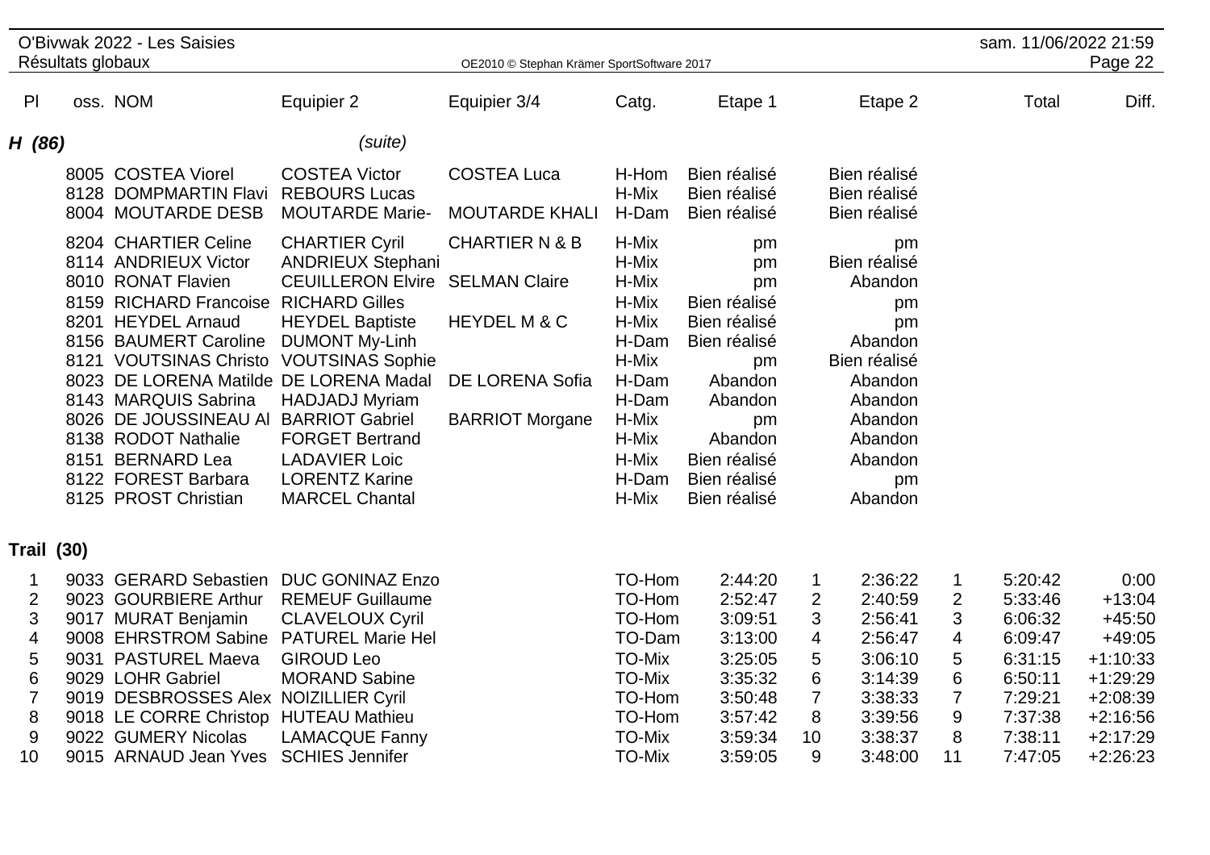## H (86) *(suite)*

| Pl | oss. | NOM | Equipier 2 | Equipier 3/4 | Catg. | Etape 1 | | Etape 2 | | Total | Diff. |
|---|---|---|---|---|---|---|---|---|---|---|---|
| | 8005 | COSTEA Viorel | COSTEA Victor | COSTEA Luca | H-Hom | Bien réalisé | | Bien réalisé | | | |
| | 8128 | DOMPMARTIN Flavi | REBOURS Lucas | | H-Mix | Bien réalisé | | Bien réalisé | | | |
| | 8004 | MOUTARDE DESB | MOUTARDE Marie- | MOUTARDE KHALI | H-Dam | Bien réalisé | | Bien réalisé | | | |
| | 8204 | CHARTIER Celine | CHARTIER Cyril | CHARTIER N & B | H-Mix | pm | | pm | | | |
| | 8114 | ANDRIEUX Victor | ANDRIEUX Stephani | | H-Mix | pm | | Bien réalisé | | | |
| | 8010 | RONAT Flavien | CEUILLERON Elvire | SELMAN Claire | H-Mix | pm | | Abandon | | | |
| | 8159 | RICHARD Francoise | RICHARD Gilles | | H-Mix | Bien réalisé | | pm | | | |
| | 8201 | HEYDEL Arnaud | HEYDEL Baptiste | HEYDEL M & C | H-Mix | Bien réalisé | | pm | | | |
| | 8156 | BAUMERT Caroline | DUMONT My-Linh | | H-Dam | Bien réalisé | | Abandon | | | |
| | 8121 | VOUTSINAS Christo | VOUTSINAS Sophie | | H-Mix | pm | | Bien réalisé | | | |
| | 8023 | DE LORENA Matilde | DE LORENA Madal | DE LORENA Sofia | H-Dam | Abandon | | Abandon | | | |
| | 8143 | MARQUIS Sabrina | HADJADJ Myriam | | H-Dam | Abandon | | Abandon | | | |
| | 8026 | DE JOUSSINEAU Al | BARRIOT Gabriel | BARRIOT Morgane | H-Mix | pm | | Abandon | | | |
| | 8138 | RODOT Nathalie | FORGET Bertrand | | H-Mix | Abandon | | Abandon | | | |
| | 8151 | BERNARD Lea | LADAVIER Loic | | H-Mix | Bien réalisé | | Abandon | | | |
| | 8122 | FOREST Barbara | LORENTZ Karine | | H-Dam | Bien réalisé | | pm | | | |
| | 8125 | PROST Christian | MARCEL Chantal | | H-Mix | Bien réalisé | | Abandon | | | |

## Trail (30)

| Pl | oss. | NOM | Equipier 2 | Equipier 3/4 | Catg. | Etape 1 | | Etape 2 | | Total | Diff. |
|---|---|---|---|---|---|---|---|---|---|---|---|
| 1 | 9033 | GERARD Sebastien | DUC GONINAZ Enzo | | TO-Hom | 2:44:20 | 1 | 2:36:22 | 1 | 5:20:42 | 0:00 |
| 2 | 9023 | GOURBIERE Arthur | REMEUF Guillaume | | TO-Hom | 2:52:47 | 2 | 2:40:59 | 2 | 5:33:46 | +13:04 |
| 3 | 9017 | MURAT Benjamin | CLAVELOUX Cyril | | TO-Hom | 3:09:51 | 3 | 2:56:41 | 3 | 6:06:32 | +45:50 |
| 4 | 9008 | EHRSTROM Sabine | PATUREL Marie Hel | | TO-Dam | 3:13:00 | 4 | 2:56:47 | 4 | 6:09:47 | +49:05 |
| 5 | 9031 | PASTUREL Maeva | GIROUD Leo | | TO-Mix | 3:25:05 | 5 | 3:06:10 | 5 | 6:31:15 | +1:10:33 |
| 6 | 9029 | LOHR Gabriel | MORAND Sabine | | TO-Mix | 3:35:32 | 6 | 3:14:39 | 6 | 6:50:11 | +1:29:29 |
| 7 | 9019 | DESBROSSES Alex | NOIZILLIER Cyril | | TO-Hom | 3:50:48 | 7 | 3:38:33 | 7 | 7:29:21 | +2:08:39 |
| 8 | 9018 | LE CORRE Christop | HUTEAU Mathieu | | TO-Hom | 3:57:42 | 8 | 3:39:56 | 9 | 7:37:38 | +2:16:56 |
| 9 | 9022 | GUMERY Nicolas | LAMACQUE Fanny | | TO-Mix | 3:59:34 | 10 | 3:38:37 | 8 | 7:38:11 | +2:17:29 |
| 10 | 9015 | ARNAUD Jean Yves | SCHIES Jennifer | | TO-Mix | 3:59:05 | 9 | 3:48:00 | 11 | 7:47:05 | +2:26:23 |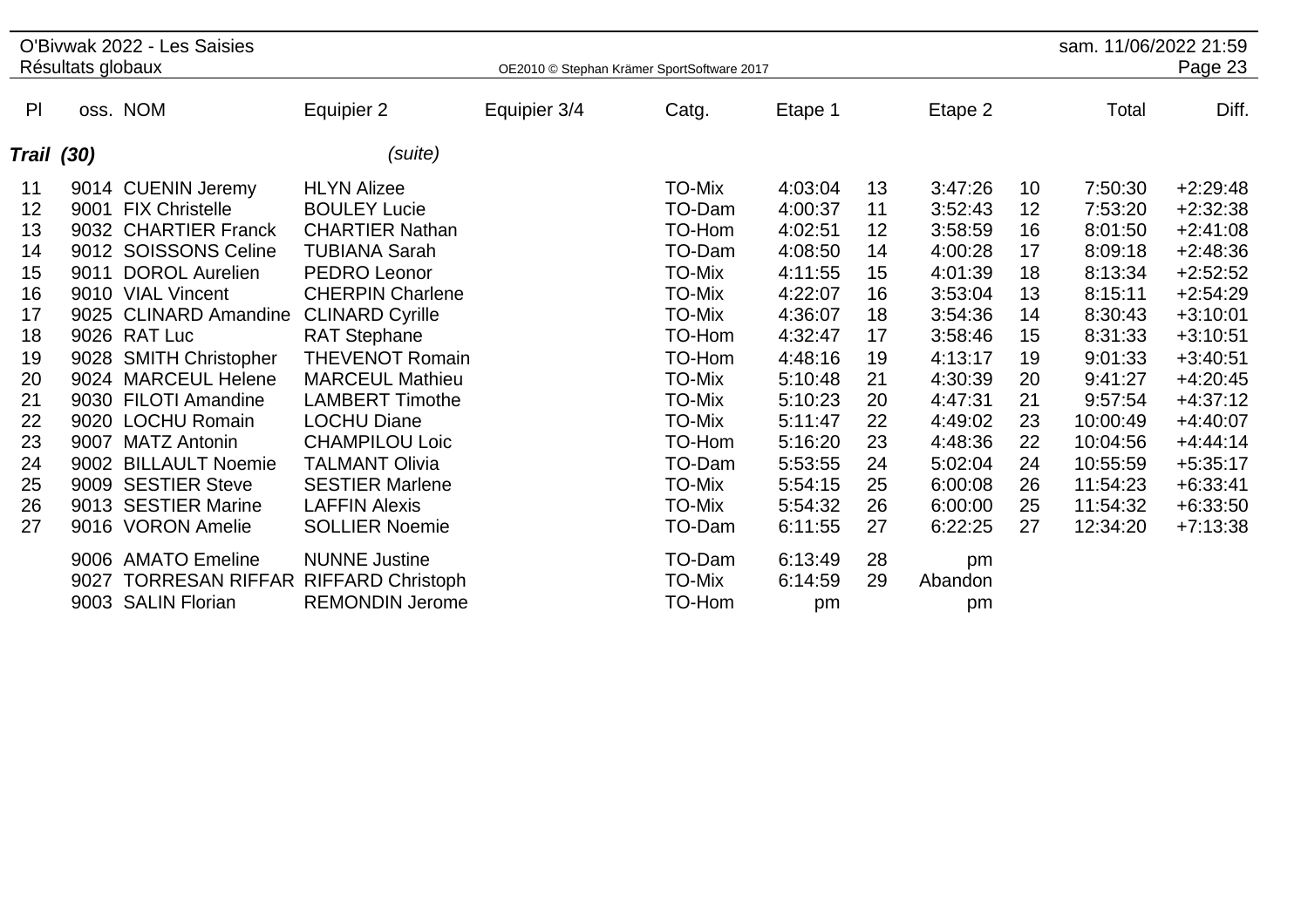## Trail (30) *(suite)*

| Pl | oss. | NOM | Equipier 2 | Equipier 3/4 | Catg. | Etape 1 | | Etape 2 | | Total | Diff. |
|---|---|---|---|---|---|---|---|---|---|---|---|
| 11 | 9014 | CUENIN Jeremy | HLYN Alizee | | TO-Mix | 4:03:04 | 13 | 3:47:26 | 10 | 7:50:30 | +2:29:48 |
| 12 | 9001 | FIX Christelle | BOULEY Lucie | | TO-Dam | 4:00:37 | 11 | 3:52:43 | 12 | 7:53:20 | +2:32:38 |
| 13 | 9032 | CHARTIER Franck | CHARTIER Nathan | | TO-Hom | 4:02:51 | 12 | 3:58:59 | 16 | 8:01:50 | +2:41:08 |
| 14 | 9012 | SOISSONS Celine | TUBIANA Sarah | | TO-Dam | 4:08:50 | 14 | 4:00:28 | 17 | 8:09:18 | +2:48:36 |
| 15 | 9011 | DOROL Aurelien | PEDRO Leonor | | TO-Mix | 4:11:55 | 15 | 4:01:39 | 18 | 8:13:34 | +2:52:52 |
| 16 | 9010 | VIAL Vincent | CHERPIN Charlene | | TO-Mix | 4:22:07 | 16 | 3:53:04 | 13 | 8:15:11 | +2:54:29 |
| 17 | 9025 | CLINARD Amandine | CLINARD Cyrille | | TO-Mix | 4:36:07 | 18 | 3:54:36 | 14 | 8:30:43 | +3:10:01 |
| 18 | 9026 | RAT Luc | RAT Stephane | | TO-Hom | 4:32:47 | 17 | 3:58:46 | 15 | 8:31:33 | +3:10:51 |
| 19 | 9028 | SMITH Christopher | THEVENOT Romain | | TO-Hom | 4:48:16 | 19 | 4:13:17 | 19 | 9:01:33 | +3:40:51 |
| 20 | 9024 | MARCEUL Helene | MARCEUL Mathieu | | TO-Mix | 5:10:48 | 21 | 4:30:39 | 20 | 9:41:27 | +4:20:45 |
| 21 | 9030 | FILOTI Amandine | LAMBERT Timothe | | TO-Mix | 5:10:23 | 20 | 4:47:31 | 21 | 9:57:54 | +4:37:12 |
| 22 | 9020 | LOCHU Romain | LOCHU Diane | | TO-Mix | 5:11:47 | 22 | 4:49:02 | 23 | 10:00:49 | +4:40:07 |
| 23 | 9007 | MATZ Antonin | CHAMPILOU Loic | | TO-Hom | 5:16:20 | 23 | 4:48:36 | 22 | 10:04:56 | +4:44:14 |
| 24 | 9002 | BILLAULT Noemie | TALMANT Olivia | | TO-Dam | 5:53:55 | 24 | 5:02:04 | 24 | 10:55:59 | +5:35:17 |
| 25 | 9009 | SESTIER Steve | SESTIER Marlene | | TO-Mix | 5:54:15 | 25 | 6:00:08 | 26 | 11:54:23 | +6:33:41 |
| 26 | 9013 | SESTIER Marine | LAFFIN Alexis | | TO-Mix | 5:54:32 | 26 | 6:00:00 | 25 | 11:54:32 | +6:33:50 |
| 27 | 9016 | VORON Amelie | SOLLIER Noemie | | TO-Dam | 6:11:55 | 27 | 6:22:25 | 27 | 12:34:20 | +7:13:38 |
| | 9006 | AMATO Emeline | NUNNE Justine | | TO-Dam | 6:13:49 | 28 | pm | | | |
| | 9027 | TORRESAN RIFFAR | RIFFARD Christoph | | TO-Mix | 6:14:59 | 29 | Abandon | | | |
| | 9003 | SALIN Florian | REMONDIN Jerome | | TO-Hom | pm | | pm | | | |